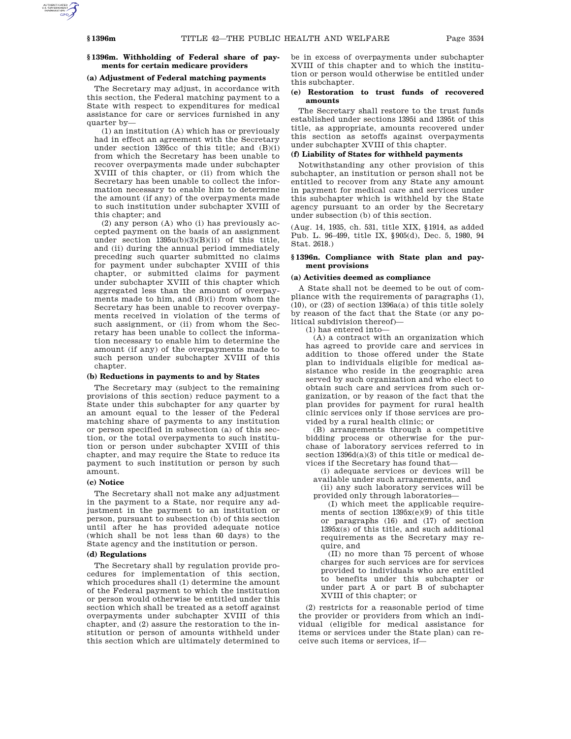## § 1396m. Withholding of Federal share of payments for certain medicare providers

### (a) Adjustment of Federal matching payments

The Secretary may adjust, in accordance with this section, the Federal matching payment to a State with respect to expenditures for medical assistance for care or services furnished in any quarter by—

(1) an institution (A) which has or previously had in effect an agreement with the Secretary under section 1395cc of this title; and (B)(i) from which the Secretary has been unable to recover overpayments made under subchapter XVIII of this chapter, or (ii) from which the Secretary has been unable to collect the information necessary to enable him to determine the amount (if any) of the overpayments made to such institution under subchapter XVIII of this chapter; and

(2) any person (A) who (i) has previously accepted payment on the basis of an assignment under section 1395u(b)(3)(B)(ii) of this title, and (ii) during the annual period immediately preceding such quarter submitted no claims for payment under subchapter XVIII of this chapter, or submitted claims for payment under subchapter XVIII of this chapter which aggregated less than the amount of overpayments made to him, and (B)(i) from whom the Secretary has been unable to recover overpayments received in violation of the terms of such assignment, or (ii) from whom the Secretary has been unable to collect the information necessary to enable him to determine the amount (if any) of the overpayments made to such person under subchapter XVIII of this chapter.

### (b) Reductions in payments to and by States

The Secretary may (subject to the remaining provisions of this section) reduce payment to a State under this subchapter for any quarter by an amount equal to the lesser of the Federal matching share of payments to any institution or person specified in subsection (a) of this section, or the total overpayments to such institution or person under subchapter XVIII of this chapter, and may require the State to reduce its payment to such institution or person by such amount.

### (c) Notice

The Secretary shall not make any adjustment in the payment to a State, nor require any adjustment in the payment to an institution or person, pursuant to subsection (b) of this section until after he has provided adequate notice (which shall be not less than 60 days) to the State agency and the institution or person.

### (d) Regulations

The Secretary shall by regulation provide procedures for implementation of this section, which procedures shall (1) determine the amount of the Federal payment to which the institution or person would otherwise be entitled under this section which shall be treated as a setoff against overpayments under subchapter XVIII of this chapter, and (2) assure the restoration to the institution or person of amounts withheld under this section which are ultimately determined to be in excess of overpayments under subchapter XVIII of this chapter and to which the institution or person would otherwise be entitled under this subchapter.

### (e) Restoration to trust funds of recovered amounts

The Secretary shall restore to the trust funds established under sections 1395i and 1395t of this title, as appropriate, amounts recovered under this section as setoffs against overpayments under subchapter XVIII of this chapter.

### (f) Liability of States for withheld payments

Notwithstanding any other provision of this subchapter, an institution or person shall not be entitled to recover from any State any amount in payment for medical care and services under this subchapter which is withheld by the State agency pursuant to an order by the Secretary under subsection (b) of this section.

(Aug. 14, 1935, ch. 531, title XIX, § 1914, as added Pub. L. 96–499, title IX, § 905(d), Dec. 5, 1980, 94 Stat. 2618.)

## § 1396n. Compliance with State plan and payment provisions

### (a) Activities deemed as compliance

A State shall not be deemed to be out of compliance with the requirements of paragraphs (1), (10), or (23) of section 1396a(a) of this title solely by reason of the fact that the State (or any political subdivision thereof)—

(1) has entered into—

(A) a contract with an organization which has agreed to provide care and services in addition to those offered under the State plan to individuals eligible for medical assistance who reside in the geographic area served by such organization and who elect to obtain such care and services from such organization, or by reason of the fact that the plan provides for payment for rural health clinic services only if those services are provided by a rural health clinic; or

(B) arrangements through a competitive bidding process or otherwise for the purchase of laboratory services referred to in section 1396d(a)(3) of this title or medical devices if the Secretary has found that—

(i) adequate services or devices will be available under such arrangements, and

(ii) any such laboratory services will be provided only through laboratories—

(I) which meet the applicable requirements of section 1395x(e)(9) of this title or paragraphs (16) and (17) of section 1395x(s) of this title, and such additional requirements as the Secretary may require, and

(II) no more than 75 percent of whose charges for such services are for services provided to individuals who are entitled to benefits under this subchapter or under part A or part B of subchapter XVIII of this chapter; or

(2) restricts for a reasonable period of time the provider or providers from which an individual (eligible for medical assistance for items or services under the State plan) can receive such items or services, if—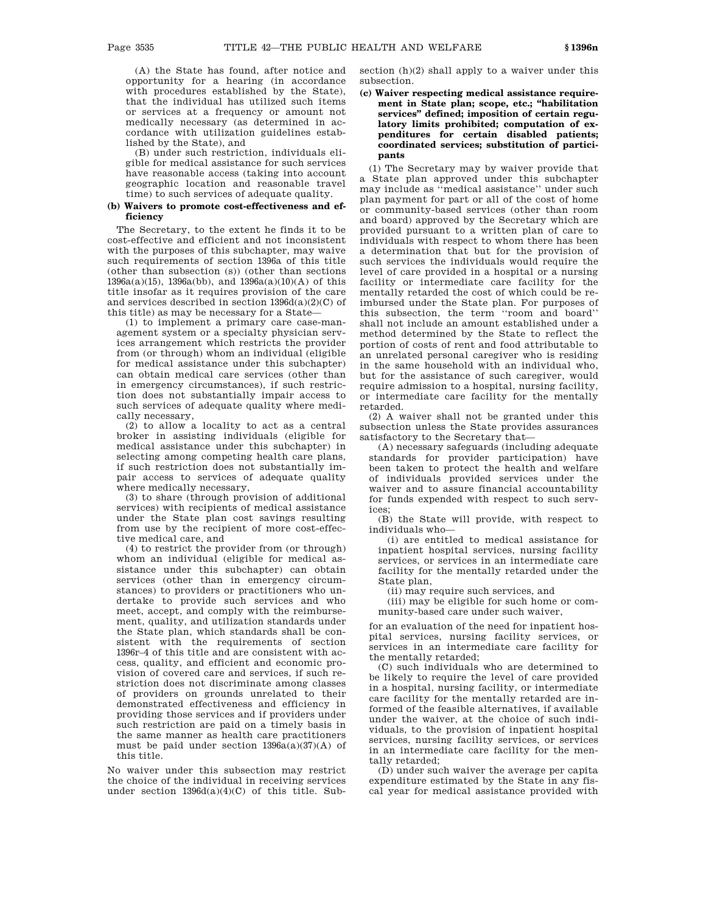(A) the State has found, after notice and opportunity for a hearing (in accordance with procedures established by the State), that the individual has utilized such items or services at a frequency or amount not medically necessary (as determined in accordance with utilization guidelines established by the State), and

(B) under such restriction, individuals eligible for medical assistance for such services have reasonable access (taking into account geographic location and reasonable travel time) to such services of adequate quality.

**(b) Waivers to promote cost-effectiveness and efficiency**

The Secretary, to the extent he finds it to be cost-effective and efficient and not inconsistent with the purposes of this subchapter, may waive such requirements of section 1396a of this title (other than subsection (s)) (other than sections 1396a(a)(15), 1396a(bb), and 1396a(a)(10)(A) of this title insofar as it requires provision of the care and services described in section 1396d(a)(2)(C) of this title) as may be necessary for a State—

(1) to implement a primary care case-management system or a specialty physician services arrangement which restricts the provider from (or through) whom an individual (eligible for medical assistance under this subchapter) can obtain medical care services (other than in emergency circumstances), if such restriction does not substantially impair access to such services of adequate quality where medically necessary,

(2) to allow a locality to act as a central broker in assisting individuals (eligible for medical assistance under this subchapter) in selecting among competing health care plans, if such restriction does not substantially impair access to services of adequate quality where medically necessary,

(3) to share (through provision of additional services) with recipients of medical assistance under the State plan cost savings resulting from use by the recipient of more cost-effective medical care, and

(4) to restrict the provider from (or through) whom an individual (eligible for medical assistance under this subchapter) can obtain services (other than in emergency circumstances) to providers or practitioners who undertake to provide such services and who meet, accept, and comply with the reimbursement, quality, and utilization standards under the State plan, which standards shall be consistent with the requirements of section 1396r–4 of this title and are consistent with access, quality, and efficient and economic provision of covered care and services, if such restriction does not discriminate among classes of providers on grounds unrelated to their demonstrated effectiveness and efficiency in providing those services and if providers under such restriction are paid on a timely basis in the same manner as health care practitioners must be paid under section 1396a(a)(37)(A) of this title.

No waiver under this subsection may restrict the choice of the individual in receiving services under section 1396d(a)(4)(C) of this title. Subsection (h)(2) shall apply to a waiver under this subsection.

**(c) Waiver respecting medical assistance requirement in State plan; scope, etc.; "habilitation services" defined; imposition of certain regulatory limits prohibited; computation of expenditures for certain disabled patients; coordinated services; substitution of participants**

(1) The Secretary may by waiver provide that a State plan approved under this subchapter may include as ''medical assistance'' under such plan payment for part or all of the cost of home or community-based services (other than room and board) approved by the Secretary which are provided pursuant to a written plan of care to individuals with respect to whom there has been a determination that but for the provision of such services the individuals would require the level of care provided in a hospital or a nursing facility or intermediate care facility for the mentally retarded the cost of which could be reimbursed under the State plan. For purposes of this subsection, the term ''room and board'' shall not include an amount established under a method determined by the State to reflect the portion of costs of rent and food attributable to an unrelated personal caregiver who is residing in the same household with an individual who, but for the assistance of such caregiver, would require admission to a hospital, nursing facility, or intermediate care facility for the mentally retarded.

(2) A waiver shall not be granted under this subsection unless the State provides assurances satisfactory to the Secretary that—

(A) necessary safeguards (including adequate standards for provider participation) have been taken to protect the health and welfare of individuals provided services under the waiver and to assure financial accountability for funds expended with respect to such services;

(B) the State will provide, with respect to individuals who—

(i) are entitled to medical assistance for inpatient hospital services, nursing facility services, or services in an intermediate care facility for the mentally retarded under the State plan,

(ii) may require such services, and

(iii) may be eligible for such home or community-based care under such waiver,

for an evaluation of the need for inpatient hospital services, nursing facility services, or services in an intermediate care facility for the mentally retarded;

(C) such individuals who are determined to be likely to require the level of care provided in a hospital, nursing facility, or intermediate care facility for the mentally retarded are informed of the feasible alternatives, if available under the waiver, at the choice of such individuals, to the provision of inpatient hospital services, nursing facility services, or services in an intermediate care facility for the mentally retarded;

(D) under such waiver the average per capita expenditure estimated by the State in any fiscal year for medical assistance provided with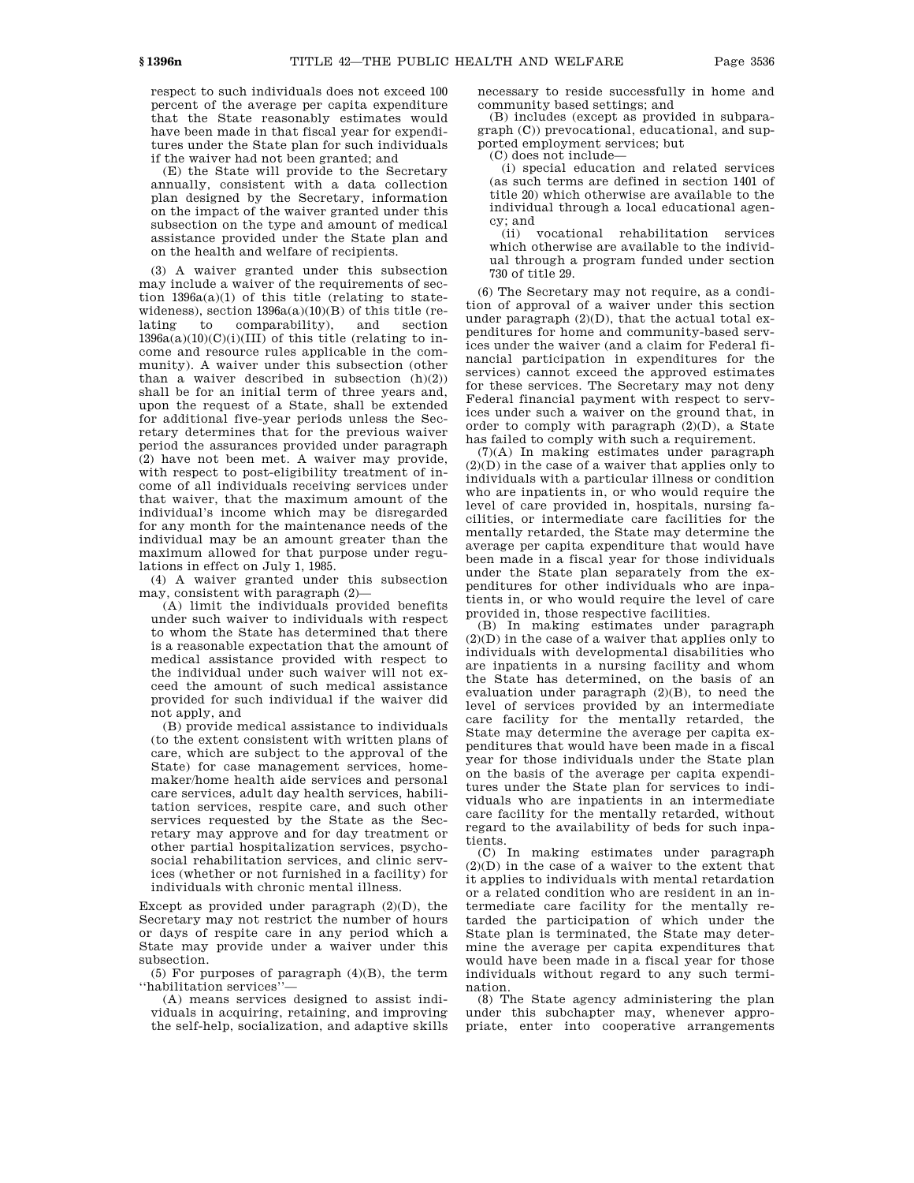respect to such individuals does not exceed 100 percent of the average per capita expenditure that the State reasonably estimates would have been made in that fiscal year for expenditures under the State plan for such individuals if the waiver had not been granted; and

(E) the State will provide to the Secretary annually, consistent with a data collection plan designed by the Secretary, information on the impact of the waiver granted under this subsection on the type and amount of medical assistance provided under the State plan and on the health and welfare of recipients.

(3) A waiver granted under this subsection may include a waiver of the requirements of section 1396a(a)(1) of this title (relating to statewideness), section 1396a(a)(10)(B) of this title (relating to comparability), and section 1396a(a)(10)(C)(i)(III) of this title (relating to income and resource rules applicable in the community). A waiver under this subsection (other than a waiver described in subsection (h)(2)) shall be for an initial term of three years and, upon the request of a State, shall be extended for additional five-year periods unless the Secretary determines that for the previous waiver period the assurances provided under paragraph (2) have not been met. A waiver may provide, with respect to post-eligibility treatment of income of all individuals receiving services under that waiver, that the maximum amount of the individual's income which may be disregarded for any month for the maintenance needs of the individual may be an amount greater than the maximum allowed for that purpose under regulations in effect on July 1, 1985.

(4) A waiver granted under this subsection may, consistent with paragraph (2)—

(A) limit the individuals provided benefits under such waiver to individuals with respect to whom the State has determined that there is a reasonable expectation that the amount of medical assistance provided with respect to the individual under such waiver will not exceed the amount of such medical assistance provided for such individual if the waiver did not apply, and

(B) provide medical assistance to individuals (to the extent consistent with written plans of care, which are subject to the approval of the State) for case management services, homemaker/home health aide services and personal care services, adult day health services, habilitation services, respite care, and such other services requested by the State as the Secretary may approve and for day treatment or other partial hospitalization services, psychosocial rehabilitation services, and clinic services (whether or not furnished in a facility) for individuals with chronic mental illness.

Except as provided under paragraph (2)(D), the Secretary may not restrict the number of hours or days of respite care in any period which a State may provide under a waiver under this subsection.

(5) For purposes of paragraph (4)(B), the term "habilitation services"—

(A) means services designed to assist individuals in acquiring, retaining, and improving the self-help, socialization, and adaptive skills necessary to reside successfully in home and community based settings; and

(B) includes (except as provided in subparagraph (C)) prevocational, educational, and supported employment services; but

(C) does not include—

(i) special education and related services (as such terms are defined in section 1401 of title 20) which otherwise are available to the individual through a local educational agency; and

(ii) vocational rehabilitation services which otherwise are available to the individual through a program funded under section 730 of title 29.

(6) The Secretary may not require, as a condition of approval of a waiver under this section under paragraph (2)(D), that the actual total expenditures for home and community-based services under the waiver (and a claim for Federal financial participation in expenditures for the services) cannot exceed the approved estimates for these services. The Secretary may not deny Federal financial payment with respect to services under such a waiver on the ground that, in order to comply with paragraph (2)(D), a State has failed to comply with such a requirement.

(7)(A) In making estimates under paragraph (2)(D) in the case of a waiver that applies only to individuals with a particular illness or condition who are inpatients in, or who would require the level of care provided in, hospitals, nursing facilities, or intermediate care facilities for the mentally retarded, the State may determine the average per capita expenditure that would have been made in a fiscal year for those individuals under the State plan separately from the expenditures for other individuals who are inpatients in, or who would require the level of care provided in, those respective facilities.

(B) In making estimates under paragraph (2)(D) in the case of a waiver that applies only to individuals with developmental disabilities who are inpatients in a nursing facility and whom the State has determined, on the basis of an evaluation under paragraph (2)(B), to need the level of services provided by an intermediate care facility for the mentally retarded, the State may determine the average per capita expenditures that would have been made in a fiscal year for those individuals under the State plan on the basis of the average per capita expenditures under the State plan for services to individuals who are inpatients in an intermediate care facility for the mentally retarded, without regard to the availability of beds for such inpatients.

(C) In making estimates under paragraph (2)(D) in the case of a waiver to the extent that it applies to individuals with mental retardation or a related condition who are resident in an intermediate care facility for the mentally retarded the participation of which under the State plan is terminated, the State may determine the average per capita expenditures that would have been made in a fiscal year for those individuals without regard to any such termination.

(8) The State agency administering the plan under this subchapter may, whenever appropriate, enter into cooperative arrangements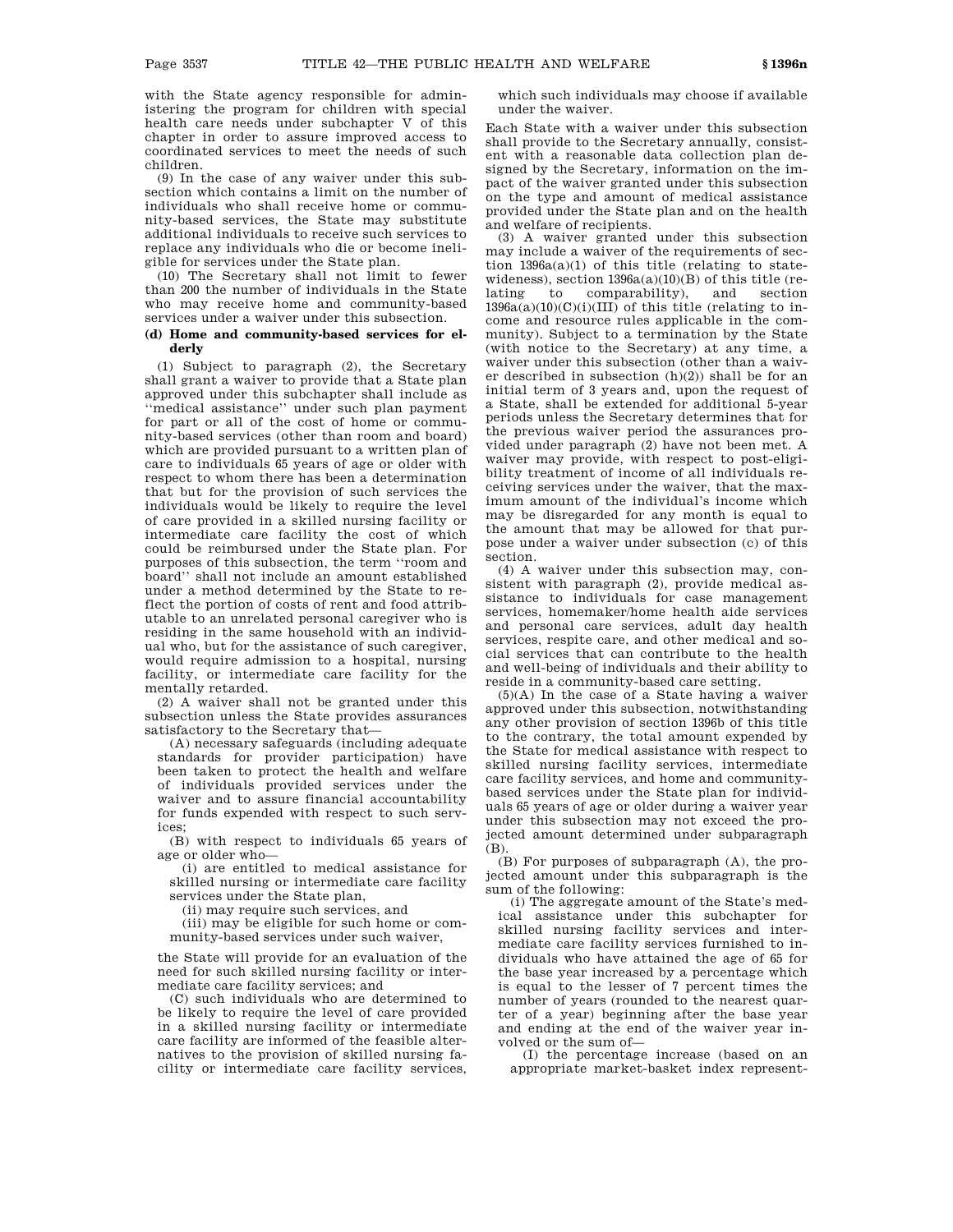with the State agency responsible for administering the program for children with special health care needs under subchapter V of this chapter in order to assure improved access to coordinated services to meet the needs of such children.

(9) In the case of any waiver under this subsection which contains a limit on the number of individuals who shall receive home or community-based services, the State may substitute additional individuals to receive such services to replace any individuals who die or become ineligible for services under the State plan.

(10) The Secretary shall not limit to fewer than 200 the number of individuals in the State who may receive home and community-based services under a waiver under this subsection.

**(d) Home and community-based services for elderly**

(1) Subject to paragraph (2), the Secretary shall grant a waiver to provide that a State plan approved under this subchapter shall include as ''medical assistance'' under such plan payment for part or all of the cost of home or community-based services (other than room and board) which are provided pursuant to a written plan of care to individuals 65 years of age or older with respect to whom there has been a determination that but for the provision of such services the individuals would be likely to require the level of care provided in a skilled nursing facility or intermediate care facility the cost of which could be reimbursed under the State plan. For purposes of this subsection, the term ''room and board'' shall not include an amount established under a method determined by the State to reflect the portion of costs of rent and food attributable to an unrelated personal caregiver who is residing in the same household with an individual who, but for the assistance of such caregiver, would require admission to a hospital, nursing facility, or intermediate care facility for the mentally retarded.

(2) A waiver shall not be granted under this subsection unless the State provides assurances satisfactory to the Secretary that—

(A) necessary safeguards (including adequate standards for provider participation) have been taken to protect the health and welfare of individuals provided services under the waiver and to assure financial accountability for funds expended with respect to such services;

(B) with respect to individuals 65 years of age or older who—

(i) are entitled to medical assistance for skilled nursing or intermediate care facility services under the State plan,

(ii) may require such services, and

(iii) may be eligible for such home or community-based services under such waiver,

the State will provide for an evaluation of the need for such skilled nursing facility or intermediate care facility services; and

(C) such individuals who are determined to be likely to require the level of care provided in a skilled nursing facility or intermediate care facility are informed of the feasible alternatives to the provision of skilled nursing facility or intermediate care facility services, which such individuals may choose if available under the waiver.

Each State with a waiver under this subsection shall provide to the Secretary annually, consistent with a reasonable data collection plan designed by the Secretary, information on the impact of the waiver granted under this subsection on the type and amount of medical assistance provided under the State plan and on the health and welfare of recipients.

(3) A waiver granted under this subsection may include a waiver of the requirements of section 1396a(a)(1) of this title (relating to statewideness), section 1396a(a)(10)(B) of this title (relating to comparability), and section 1396a(a)(10)(C)(i)(III) of this title (relating to income and resource rules applicable in the community). Subject to a termination by the State (with notice to the Secretary) at any time, a waiver under this subsection (other than a waiver described in subsection (h)(2)) shall be for an initial term of 3 years and, upon the request of a State, shall be extended for additional 5-year periods unless the Secretary determines that for the previous waiver period the assurances provided under paragraph (2) have not been met. A waiver may provide, with respect to post-eligibility treatment of income of all individuals receiving services under the waiver, that the maximum amount of the individual's income which may be disregarded for any month is equal to the amount that may be allowed for that purpose under a waiver under subsection (c) of this section.

(4) A waiver under this subsection may, consistent with paragraph (2), provide medical assistance to individuals for case management services, homemaker/home health aide services and personal care services, adult day health services, respite care, and other medical and social services that can contribute to the health and well-being of individuals and their ability to reside in a community-based care setting.

(5)(A) In the case of a State having a waiver approved under this subsection, notwithstanding any other provision of section 1396b of this title to the contrary, the total amount expended by the State for medical assistance with respect to skilled nursing facility services, intermediate care facility services, and home and community-based services under the State plan for individuals 65 years of age or older during a waiver year under this subsection may not exceed the projected amount determined under subparagraph (B).

(B) For purposes of subparagraph (A), the projected amount under this subparagraph is the sum of the following:

(i) The aggregate amount of the State's medical assistance under this subchapter for skilled nursing facility services and intermediate care facility services furnished to individuals who have attained the age of 65 for the base year increased by a percentage which is equal to the lesser of 7 percent times the number of years (rounded to the nearest quarter of a year) beginning after the base year and ending at the end of the waiver year involved or the sum of—

(I) the percentage increase (based on an appropriate market-basket index represent-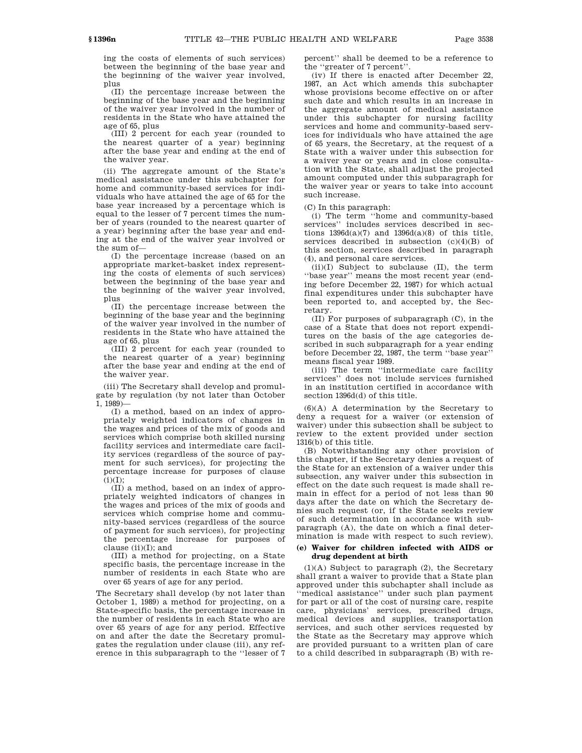ing the costs of elements of such services) between the beginning of the base year and the beginning of the waiver year involved, plus

(II) the percentage increase between the beginning of the base year and the beginning of the waiver year involved in the number of residents in the State who have attained the age of 65, plus

(III) 2 percent for each year (rounded to the nearest quarter of a year) beginning after the base year and ending at the end of the waiver year.

(ii) The aggregate amount of the State's medical assistance under this subchapter for home and community-based services for individuals who have attained the age of 65 for the base year increased by a percentage which is equal to the lesser of 7 percent times the number of years (rounded to the nearest quarter of a year) beginning after the base year and ending at the end of the waiver year involved or the sum of—

(I) the percentage increase (based on an appropriate market-basket index representing the costs of elements of such services) between the beginning of the base year and the beginning of the waiver year involved, plus

(II) the percentage increase between the beginning of the base year and the beginning of the waiver year involved in the number of residents in the State who have attained the age of 65, plus

(III) 2 percent for each year (rounded to the nearest quarter of a year) beginning after the base year and ending at the end of the waiver year.

(iii) The Secretary shall develop and promulgate by regulation (by not later than October 1, 1989)—

(I) a method, based on an index of appropriately weighted indicators of changes in the wages and prices of the mix of goods and services which comprise both skilled nursing facility services and intermediate care facility services (regardless of the source of payment for such services), for projecting the percentage increase for purposes of clause (i)(I);

(II) a method, based on an index of appropriately weighted indicators of changes in the wages and prices of the mix of goods and services which comprise home and community-based services (regardless of the source of payment for such services), for projecting the percentage increase for purposes of clause (ii)(I); and

(III) a method for projecting, on a State specific basis, the percentage increase in the number of residents in each State who are over 65 years of age for any period.

The Secretary shall develop (by not later than October 1, 1989) a method for projecting, on a State-specific basis, the percentage increase in the number of residents in each State who are over 65 years of age for any period. Effective on and after the date the Secretary promulgates the regulation under clause (iii), any reference in this subparagraph to the "lesser of 7 percent" shall be deemed to be a reference to the "greater of 7 percent".

(iv) If there is enacted after December 22, 1987, an Act which amends this subchapter whose provisions become effective on or after such date and which results in an increase in the aggregate amount of medical assistance under this subchapter for nursing facility services and home and community-based services for individuals who have attained the age of 65 years, the Secretary, at the request of a State with a waiver under this subsection for a waiver year or years and in close consultation with the State, shall adjust the projected amount computed under this subparagraph for the waiver year or years to take into account such increase.

(C) In this paragraph:

(i) The term "home and community-based services" includes services described in sections 1396d(a)(7) and 1396d(a)(8) of this title, services described in subsection (c)(4)(B) of this section, services described in paragraph (4), and personal care services.

(ii)(I) Subject to subclause (II), the term "base year" means the most recent year (ending before December 22, 1987) for which actual final expenditures under this subchapter have been reported to, and accepted by, the Secretary.

(II) For purposes of subparagraph (C), in the case of a State that does not report expenditures on the basis of the age categories described in such subparagraph for a year ending before December 22, 1987, the term "base year" means fiscal year 1989.

(iii) The term "intermediate care facility services" does not include services furnished in an institution certified in accordance with section 1396d(d) of this title.

(6)(A) A determination by the Secretary to deny a request for a waiver (or extension of waiver) under this subsection shall be subject to review to the extent provided under section 1316(b) of this title.

(B) Notwithstanding any other provision of this chapter, if the Secretary denies a request of the State for an extension of a waiver under this subsection, any waiver under this subsection in effect on the date such request is made shall remain in effect for a period of not less than 90 days after the date on which the Secretary denies such request (or, if the State seeks review of such determination in accordance with subparagraph (A), the date on which a final determination is made with respect to such review).

#### (e) Waiver for children infected with AIDS or drug dependent at birth

(1)(A) Subject to paragraph (2), the Secretary shall grant a waiver to provide that a State plan approved under this subchapter shall include as "medical assistance" under such plan payment for part or all of the cost of nursing care, respite care, physicians' services, prescribed drugs, medical devices and supplies, transportation services, and such other services requested by the State as the Secretary may approve which are provided pursuant to a written plan of care to a child described in subparagraph (B) with re-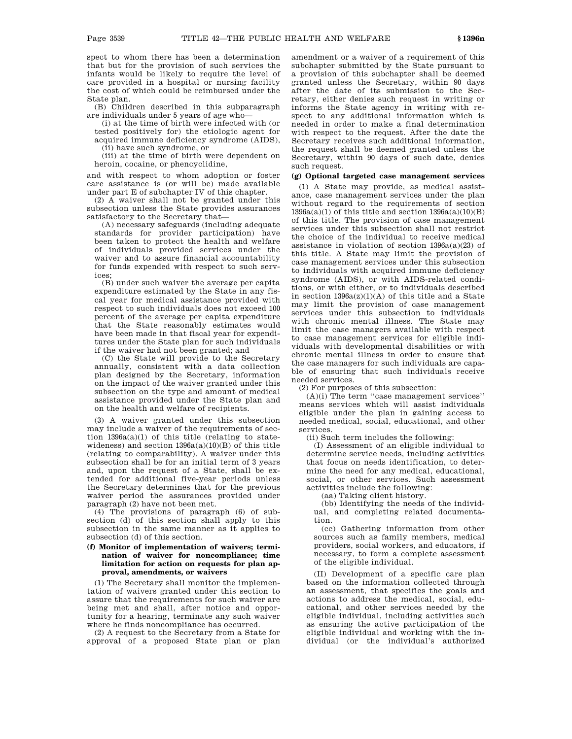spect to whom there has been a determination that but for the provision of such services the infants would be likely to require the level of care provided in a hospital or nursing facility the cost of which could be reimbursed under the State plan.

(B) Children described in this subparagraph are individuals under 5 years of age who—

(i) at the time of birth were infected with (or tested positively for) the etiologic agent for acquired immune deficiency syndrome (AIDS),

(ii) have such syndrome, or

(iii) at the time of birth were dependent on heroin, cocaine, or phencyclidine,

and with respect to whom adoption or foster care assistance is (or will be) made available under part E of subchapter IV of this chapter.

(2) A waiver shall not be granted under this subsection unless the State provides assurances satisfactory to the Secretary that—

(A) necessary safeguards (including adequate standards for provider participation) have been taken to protect the health and welfare of individuals provided services under the waiver and to assure financial accountability for funds expended with respect to such services;

(B) under such waiver the average per capita expenditure estimated by the State in any fiscal year for medical assistance provided with respect to such individuals does not exceed 100 percent of the average per capita expenditure that the State reasonably estimates would have been made in that fiscal year for expenditures under the State plan for such individuals if the waiver had not been granted; and

(C) the State will provide to the Secretary annually, consistent with a data collection plan designed by the Secretary, information on the impact of the waiver granted under this subsection on the type and amount of medical assistance provided under the State plan and on the health and welfare of recipients.

(3) A waiver granted under this subsection may include a waiver of the requirements of section 1396a(a)(1) of this title (relating to statewideness) and section 1396a(a)(10)(B) of this title (relating to comparability). A waiver under this subsection shall be for an initial term of 3 years and, upon the request of a State, shall be extended for additional five-year periods unless the Secretary determines that for the previous waiver period the assurances provided under paragraph (2) have not been met.

(4) The provisions of paragraph (6) of subsection (d) of this section shall apply to this subsection in the same manner as it applies to subsection (d) of this section.

#### (f) Monitor of implementation of waivers; termination of waiver for noncompliance; time limitation for action on requests for plan approval, amendments, or waivers

(1) The Secretary shall monitor the implementation of waivers granted under this section to assure that the requirements for such waiver are being met and shall, after notice and opportunity for a hearing, terminate any such waiver where he finds noncompliance has occurred.

(2) A request to the Secretary from a State for approval of a proposed State plan or plan amendment or a waiver of a requirement of this subchapter submitted by the State pursuant to a provision of this subchapter shall be deemed granted unless the Secretary, within 90 days after the date of its submission to the Secretary, either denies such request in writing or informs the State agency in writing with respect to any additional information which is needed in order to make a final determination with respect to the request. After the date the Secretary receives such additional information, the request shall be deemed granted unless the Secretary, within 90 days of such date, denies such request.

#### (g) Optional targeted case management services

(1) A State may provide, as medical assistance, case management services under the plan without regard to the requirements of section 1396a(a)(1) of this title and section 1396a(a)(10)(B) of this title. The provision of case management services under this subsection shall not restrict the choice of the individual to receive medical assistance in violation of section 1396a(a)(23) of this title. A State may limit the provision of case management services under this subsection to individuals with acquired immune deficiency syndrome (AIDS), or with AIDS-related conditions, or with either, or to individuals described in section 1396a(z)(1)(A) of this title and a State may limit the provision of case management services under this subsection to individuals with chronic mental illness. The State may limit the case managers available with respect to case management services for eligible individuals with developmental disabilities or with chronic mental illness in order to ensure that the case managers for such individuals are capable of ensuring that such individuals receive needed services.

(2) For purposes of this subsection:

(A)(i) The term "case management services" means services which will assist individuals eligible under the plan in gaining access to needed medical, social, educational, and other services.

(ii) Such term includes the following:

(I) Assessment of an eligible individual to determine service needs, including activities that focus on needs identification, to determine the need for any medical, educational, social, or other services. Such assessment activities include the following:

(aa) Taking client history.

(bb) Identifying the needs of the individual, and completing related documentation.

(cc) Gathering information from other sources such as family members, medical providers, social workers, and educators, if necessary, to form a complete assessment of the eligible individual.

(II) Development of a specific care plan based on the information collected through an assessment, that specifies the goals and actions to address the medical, social, educational, and other services needed by the eligible individual, including activities such as ensuring the active participation of the eligible individual and working with the individual (or the individual's authorized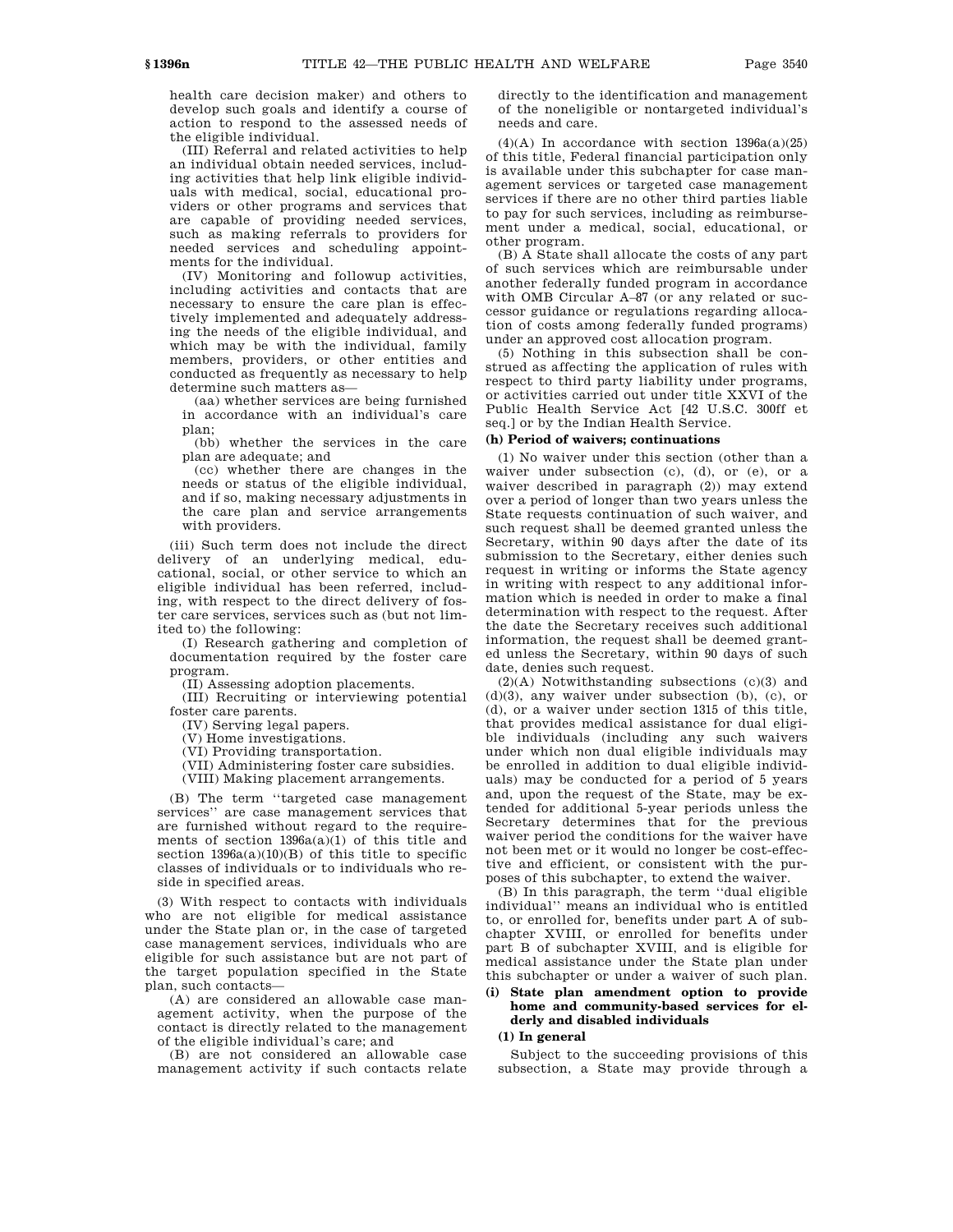health care decision maker) and others to develop such goals and identify a course of action to respond to the assessed needs of the eligible individual.

(III) Referral and related activities to help an individual obtain needed services, including activities that help link eligible individuals with medical, social, educational providers or other programs and services that are capable of providing needed services, such as making referrals to providers for needed services and scheduling appointments for the individual.

(IV) Monitoring and followup activities, including activities and contacts that are necessary to ensure the care plan is effectively implemented and adequately addressing the needs of the eligible individual, and which may be with the individual, family members, providers, or other entities and conducted as frequently as necessary to help determine such matters as—

(aa) whether services are being furnished in accordance with an individual's care plan;

(bb) whether the services in the care plan are adequate; and

(cc) whether there are changes in the needs or status of the eligible individual, and if so, making necessary adjustments in the care plan and service arrangements with providers.

(iii) Such term does not include the direct delivery of an underlying medical, educational, social, or other service to which an eligible individual has been referred, including, with respect to the direct delivery of foster care services, services such as (but not limited to) the following:

(I) Research gathering and completion of documentation required by the foster care program.

(II) Assessing adoption placements.

(III) Recruiting or interviewing potential foster care parents.

(IV) Serving legal papers.

(V) Home investigations.

(VI) Providing transportation.

(VII) Administering foster care subsidies.

(VIII) Making placement arrangements.

(B) The term "targeted case management services" are case management services that are furnished without regard to the requirements of section 1396a(a)(1) of this title and section 1396a(a)(10)(B) of this title to specific classes of individuals or to individuals who reside in specified areas.

(3) With respect to contacts with individuals who are not eligible for medical assistance under the State plan or, in the case of targeted case management services, individuals who are eligible for such assistance but are not part of the target population specified in the State plan, such contacts—

(A) are considered an allowable case management activity, when the purpose of the contact is directly related to the management of the eligible individual's care; and

(B) are not considered an allowable case management activity if such contacts relate directly to the identification and management of the noneligible or nontargeted individual's needs and care.

(4)(A) In accordance with section 1396a(a)(25) of this title, Federal financial participation only is available under this subchapter for case management services or targeted case management services if there are no other third parties liable to pay for such services, including as reimbursement under a medical, social, educational, or other program.

(B) A State shall allocate the costs of any part of such services which are reimbursable under another federally funded program in accordance with OMB Circular A–87 (or any related or successor guidance or regulations regarding allocation of costs among federally funded programs) under an approved cost allocation program.

(5) Nothing in this subsection shall be construed as affecting the application of rules with respect to third party liability under programs, or activities carried out under title XXVI of the Public Health Service Act [42 U.S.C. 300ff et seq.] or by the Indian Health Service.

#### (h) Period of waivers; continuations

(1) No waiver under this section (other than a waiver under subsection (c), (d), or (e), or a waiver described in paragraph (2)) may extend over a period of longer than two years unless the State requests continuation of such waiver, and such request shall be deemed granted unless the Secretary, within 90 days after the date of its submission to the Secretary, either denies such request in writing or informs the State agency in writing with respect to any additional information which is needed in order to make a final determination with respect to the request. After the date the Secretary receives such additional information, the request shall be deemed granted unless the Secretary, within 90 days of such date, denies such request.

(2)(A) Notwithstanding subsections (c)(3) and (d)(3), any waiver under subsection (b), (c), or (d), or a waiver under section 1315 of this title, that provides medical assistance for dual eligible individuals (including any such waivers under which non dual eligible individuals may be enrolled in addition to dual eligible individuals) may be conducted for a period of 5 years and, upon the request of the State, may be extended for additional 5-year periods unless the Secretary determines that for the previous waiver period the conditions for the waiver have not been met or it would no longer be cost-effective and efficient, or consistent with the purposes of this subchapter, to extend the waiver.

(B) In this paragraph, the term "dual eligible individual" means an individual who is entitled to, or enrolled for, benefits under part A of subchapter XVIII, or enrolled for benefits under part B of subchapter XVIII, and is eligible for medical assistance under the State plan under this subchapter or under a waiver of such plan.

#### (i) State plan amendment option to provide home and community-based services for elderly and disabled individuals

##### (1) In general

Subject to the succeeding provisions of this subsection, a State may provide through a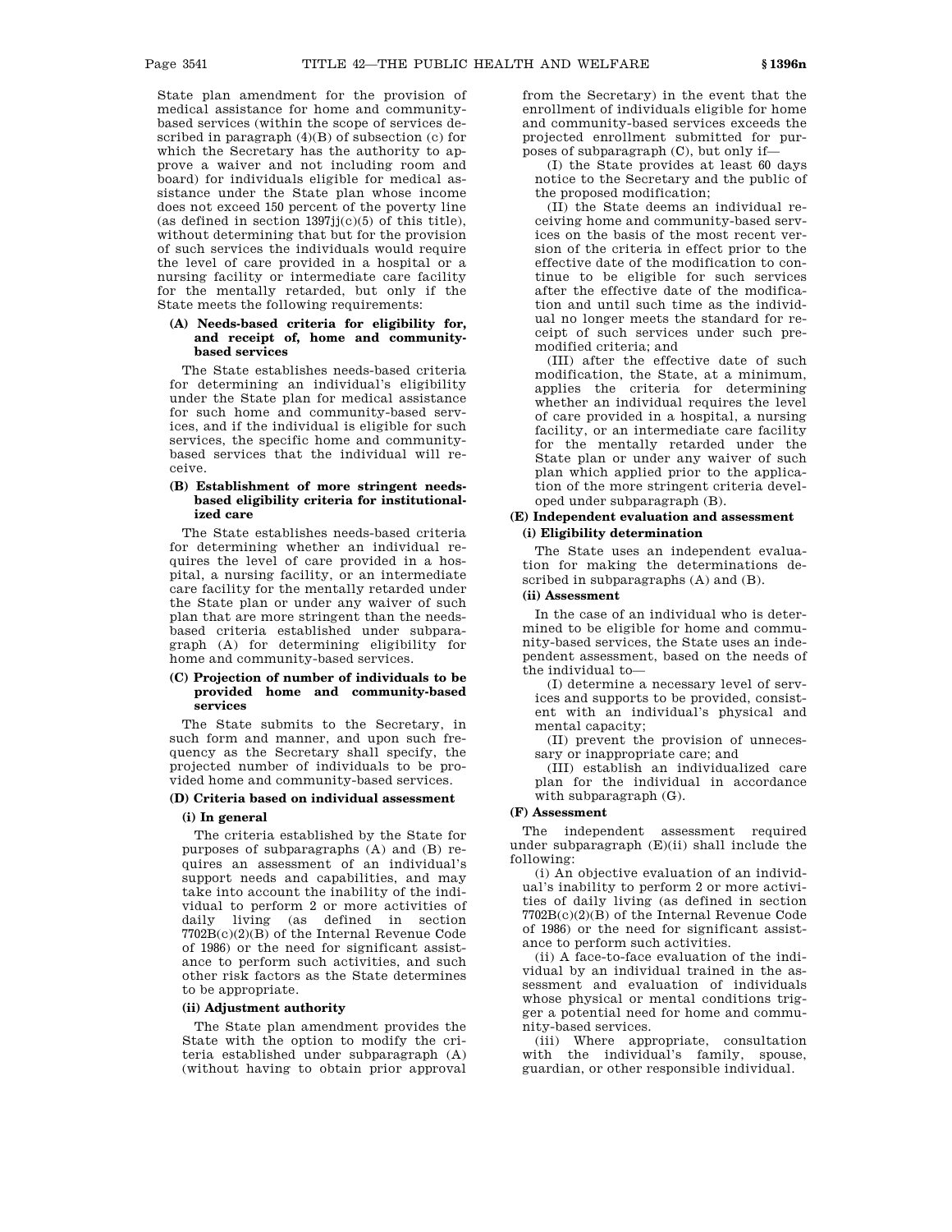State plan amendment for the provision of medical assistance for home and community-based services (within the scope of services described in paragraph (4)(B) of subsection (c) for which the Secretary has the authority to approve a waiver and not including room and board) for individuals eligible for medical assistance under the State plan whose income does not exceed 150 percent of the poverty line (as defined in section 1397jj(c)(5) of this title), without determining that but for the provision of such services the individuals would require the level of care provided in a hospital or a nursing facility or intermediate care facility for the mentally retarded, but only if the State meets the following requirements:

#### (A) Needs-based criteria for eligibility for, and receipt of, home and community-based services

The State establishes needs-based criteria for determining an individual's eligibility under the State plan for medical assistance for such home and community-based services, and if the individual is eligible for such services, the specific home and community-based services that the individual will receive.

#### (B) Establishment of more stringent needs-based eligibility criteria for institutionalized care

The State establishes needs-based criteria for determining whether an individual requires the level of care provided in a hospital, a nursing facility, or an intermediate care facility for the mentally retarded under the State plan or under any waiver of such plan that are more stringent than the needs-based criteria established under subparagraph (A) for determining eligibility for home and community-based services.

#### (C) Projection of number of individuals to be provided home and community-based services

The State submits to the Secretary, in such form and manner, and upon such frequency as the Secretary shall specify, the projected number of individuals to be provided home and community-based services.

#### (D) Criteria based on individual assessment

##### (i) In general

The criteria established by the State for purposes of subparagraphs (A) and (B) requires an assessment of an individual's support needs and capabilities, and may take into account the inability of the individual to perform 2 or more activities of daily living (as defined in section 7702B(c)(2)(B) of the Internal Revenue Code of 1986) or the need for significant assistance to perform such activities, and such other risk factors as the State determines to be appropriate.

##### (ii) Adjustment authority

The State plan amendment provides the State with the option to modify the criteria established under subparagraph (A) (without having to obtain prior approval from the Secretary) in the event that the enrollment of individuals eligible for home and community-based services exceeds the projected enrollment submitted for purposes of subparagraph (C), but only if—

(I) the State provides at least 60 days notice to the Secretary and the public of the proposed modification;

(II) the State deems an individual receiving home and community-based services on the basis of the most recent version of the criteria in effect prior to the effective date of the modification to continue to be eligible for such services after the effective date of the modification and until such time as the individual no longer meets the standard for receipt of such services under such premodified criteria; and

(III) after the effective date of such modification, the State, at a minimum, applies the criteria for determining whether an individual requires the level of care provided in a hospital, a nursing facility, or an intermediate care facility for the mentally retarded under the State plan or under any waiver of such plan which applied prior to the application of the more stringent criteria developed under subparagraph (B).

#### (E) Independent evaluation and assessment

##### (i) Eligibility determination

The State uses an independent evaluation for making the determinations described in subparagraphs (A) and (B).

##### (ii) Assessment

In the case of an individual who is determined to be eligible for home and community-based services, the State uses an independent assessment, based on the needs of the individual to—

(I) determine a necessary level of services and supports to be provided, consistent with an individual's physical and mental capacity;

(II) prevent the provision of unnecessary or inappropriate care; and

(III) establish an individualized care plan for the individual in accordance with subparagraph (G).

#### (F) Assessment

The independent assessment required under subparagraph (E)(ii) shall include the following:

(i) An objective evaluation of an individual's inability to perform 2 or more activities of daily living (as defined in section 7702B(c)(2)(B) of the Internal Revenue Code of 1986) or the need for significant assistance to perform such activities.

(ii) A face-to-face evaluation of the individual by an individual trained in the assessment and evaluation of individuals whose physical or mental conditions trigger a potential need for home and community-based services.

(iii) Where appropriate, consultation with the individual's family, spouse, guardian, or other responsible individual.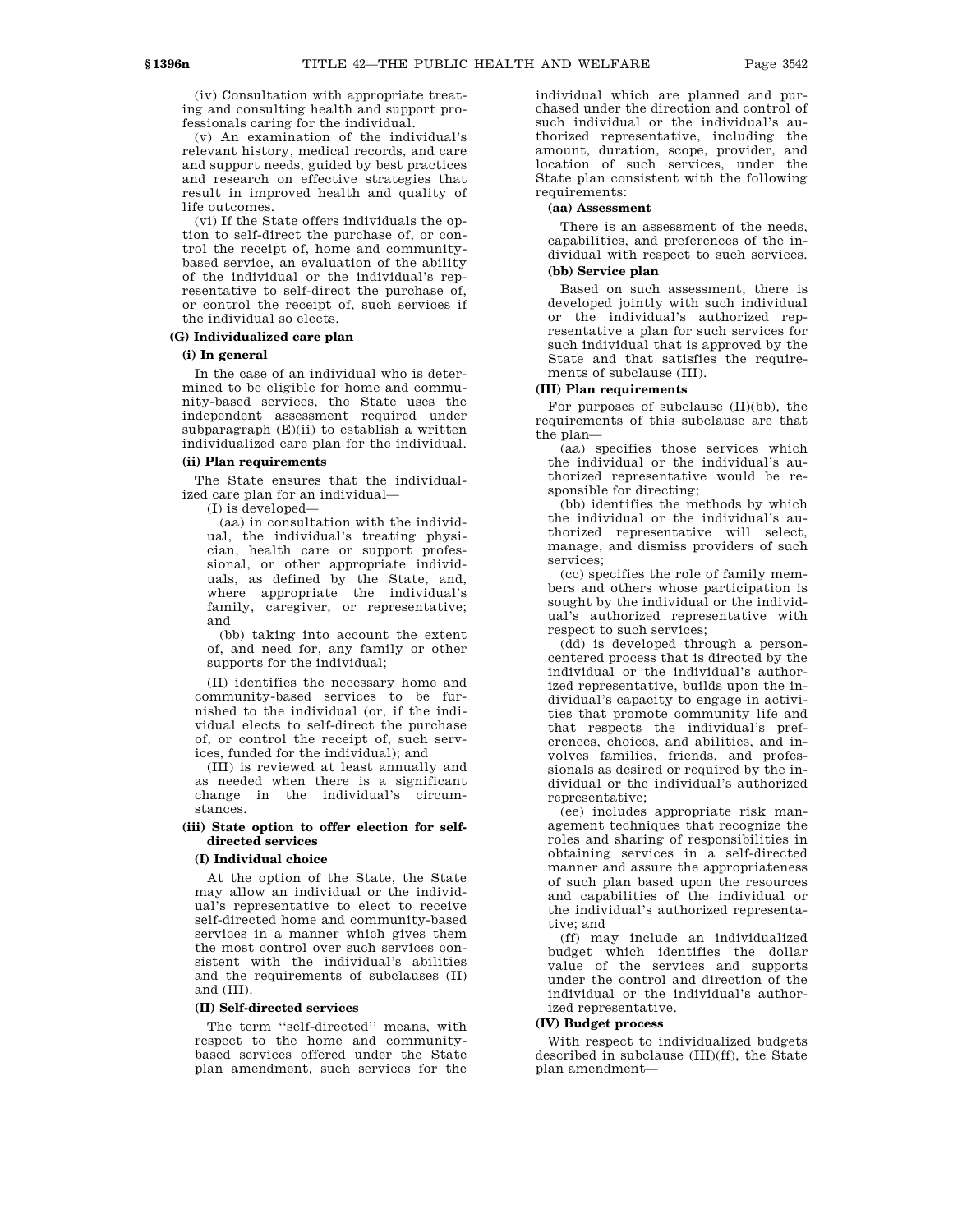(iv) Consultation with appropriate treating and consulting health and support professionals caring for the individual.

(v) An examination of the individual's relevant history, medical records, and care and support needs, guided by best practices and research on effective strategies that result in improved health and quality of life outcomes.

(vi) If the State offers individuals the option to self-direct the purchase of, or control the receipt of, home and community-based service, an evaluation of the ability of the individual or the individual's representative to self-direct the purchase of, or control the receipt of, such services if the individual so elects.

**(G) Individualized care plan**

**(i) In general**

In the case of an individual who is determined to be eligible for home and community-based services, the State uses the independent assessment required under subparagraph (E)(ii) to establish a written individualized care plan for the individual.

**(ii) Plan requirements**

The State ensures that the individualized care plan for an individual—

(I) is developed—

(aa) in consultation with the individual, the individual's treating physician, health care or support professional, or other appropriate individuals, as defined by the State, and, where appropriate the individual's family, caregiver, or representative; and

(bb) taking into account the extent of, and need for, any family or other supports for the individual;

(II) identifies the necessary home and community-based services to be furnished to the individual (or, if the individual elects to self-direct the purchase of, or control the receipt of, such services, funded for the individual); and

(III) is reviewed at least annually and as needed when there is a significant change in the individual's circumstances.

**(iii) State option to offer election for self-directed services**

**(I) Individual choice**

At the option of the State, the State may allow an individual or the individual's representative to elect to receive self-directed home and community-based services in a manner which gives them the most control over such services consistent with the individual's abilities and the requirements of subclauses (II) and (III).

**(II) Self-directed services**

The term "self-directed" means, with respect to the home and community-based services offered under the State plan amendment, such services for the individual which are planned and purchased under the direction and control of such individual or the individual's authorized representative, including the amount, duration, scope, provider, and location of such services, under the State plan consistent with the following requirements:

**(aa) Assessment**

There is an assessment of the needs, capabilities, and preferences of the individual with respect to such services.

**(bb) Service plan**

Based on such assessment, there is developed jointly with such individual or the individual's authorized representative a plan for such services for such individual that is approved by the State and that satisfies the requirements of subclause (III).

**(III) Plan requirements**

For purposes of subclause (II)(bb), the requirements of this subclause are that the plan—

(aa) specifies those services which the individual or the individual's authorized representative would be responsible for directing;

(bb) identifies the methods by which the individual or the individual's authorized representative will select, manage, and dismiss providers of such services;

(cc) specifies the role of family members and others whose participation is sought by the individual or the individual's authorized representative with respect to such services;

(dd) is developed through a person-centered process that is directed by the individual or the individual's authorized representative, builds upon the individual's capacity to engage in activities that promote community life and that respects the individual's preferences, choices, and abilities, and involves families, friends, and professionals as desired or required by the individual or the individual's authorized representative;

(ee) includes appropriate risk management techniques that recognize the roles and sharing of responsibilities in obtaining services in a self-directed manner and assure the appropriateness of such plan based upon the resources and capabilities of the individual or the individual's authorized representative; and

(ff) may include an individualized budget which identifies the dollar value of the services and supports under the control and direction of the individual or the individual's authorized representative.

**(IV) Budget process**

With respect to individualized budgets described in subclause (III)(ff), the State plan amendment—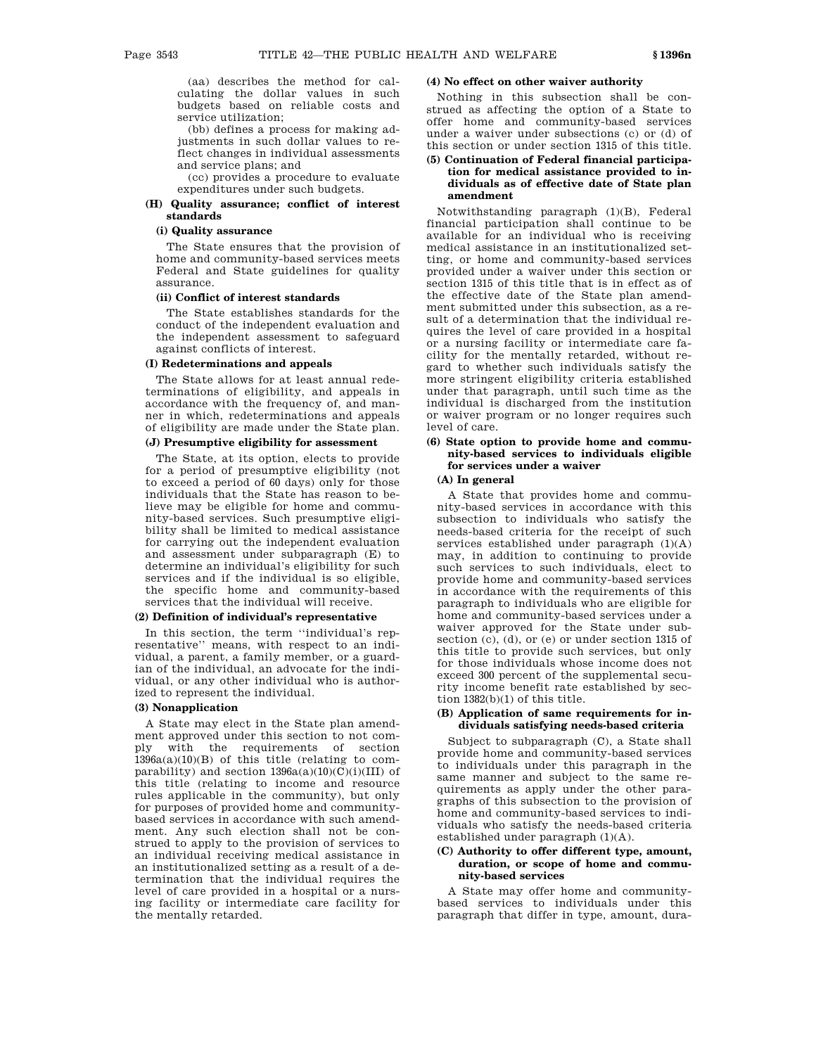(aa) describes the method for calculating the dollar values in such budgets based on reliable costs and service utilization;

(bb) defines a process for making adjustments in such dollar values to reflect changes in individual assessments and service plans; and

(cc) provides a procedure to evaluate expenditures under such budgets.

#### (H) Quality assurance; conflict of interest standards

##### (i) Quality assurance

The State ensures that the provision of home and community-based services meets Federal and State guidelines for quality assurance.

##### (ii) Conflict of interest standards

The State establishes standards for the conduct of the independent evaluation and the independent assessment to safeguard against conflicts of interest.

#### (I) Redeterminations and appeals

The State allows for at least annual redeterminations of eligibility, and appeals in accordance with the frequency of, and manner in which, redeterminations and appeals of eligibility are made under the State plan.

#### (J) Presumptive eligibility for assessment

The State, at its option, elects to provide for a period of presumptive eligibility (not to exceed a period of 60 days) only for those individuals that the State has reason to believe may be eligible for home and community-based services. Such presumptive eligibility shall be limited to medical assistance for carrying out the independent evaluation and assessment under subparagraph (E) to determine an individual's eligibility for such services and if the individual is so eligible, the specific home and community-based services that the individual will receive.

### (2) Definition of individual's representative

In this section, the term ''individual's representative'' means, with respect to an individual, a parent, a family member, or a guardian of the individual, an advocate for the individual, or any other individual who is authorized to represent the individual.

### (3) Nonapplication

A State may elect in the State plan amendment approved under this section to not comply with the requirements of section 1396a(a)(10)(B) of this title (relating to comparability) and section 1396a(a)(10)(C)(i)(III) of this title (relating to income and resource rules applicable in the community), but only for purposes of provided home and community-based services in accordance with such amendment. Any such election shall not be construed to apply to the provision of services to an individual receiving medical assistance in an institutionalized setting as a result of a determination that the individual requires the level of care provided in a hospital or a nursing facility or intermediate care facility for the mentally retarded.

### (4) No effect on other waiver authority

Nothing in this subsection shall be construed as affecting the option of a State to offer home and community-based services under a waiver under subsections (c) or (d) of this section or under section 1315 of this title.

### (5) Continuation of Federal financial participation for medical assistance provided to individuals as of effective date of State plan amendment

Notwithstanding paragraph (1)(B), Federal financial participation shall continue to be available for an individual who is receiving medical assistance in an institutionalized setting, or home and community-based services provided under a waiver under this section or section 1315 of this title that is in effect as of the effective date of the State plan amendment submitted under this subsection, as a result of a determination that the individual requires the level of care provided in a hospital or a nursing facility or intermediate care facility for the mentally retarded, without regard to whether such individuals satisfy the more stringent eligibility criteria established under that paragraph, until such time as the individual is discharged from the institution or waiver program or no longer requires such level of care.

### (6) State option to provide home and community-based services to individuals eligible for services under a waiver

#### (A) In general

A State that provides home and community-based services in accordance with this subsection to individuals who satisfy the needs-based criteria for the receipt of such services established under paragraph (1)(A) may, in addition to continuing to provide such services to such individuals, elect to provide home and community-based services in accordance with the requirements of this paragraph to individuals who are eligible for home and community-based services under a waiver approved for the State under subsection (c), (d), or (e) or under section 1315 of this title to provide such services, but only for those individuals whose income does not exceed 300 percent of the supplemental security income benefit rate established by section 1382(b)(1) of this title.

#### (B) Application of same requirements for individuals satisfying needs-based criteria

Subject to subparagraph (C), a State shall provide home and community-based services to individuals under this paragraph in the same manner and subject to the same requirements as apply under the other paragraphs of this subsection to the provision of home and community-based services to individuals who satisfy the needs-based criteria established under paragraph (1)(A).

#### (C) Authority to offer different type, amount, duration, or scope of home and community-based services

A State may offer home and community-based services to individuals under this paragraph that differ in type, amount, dura-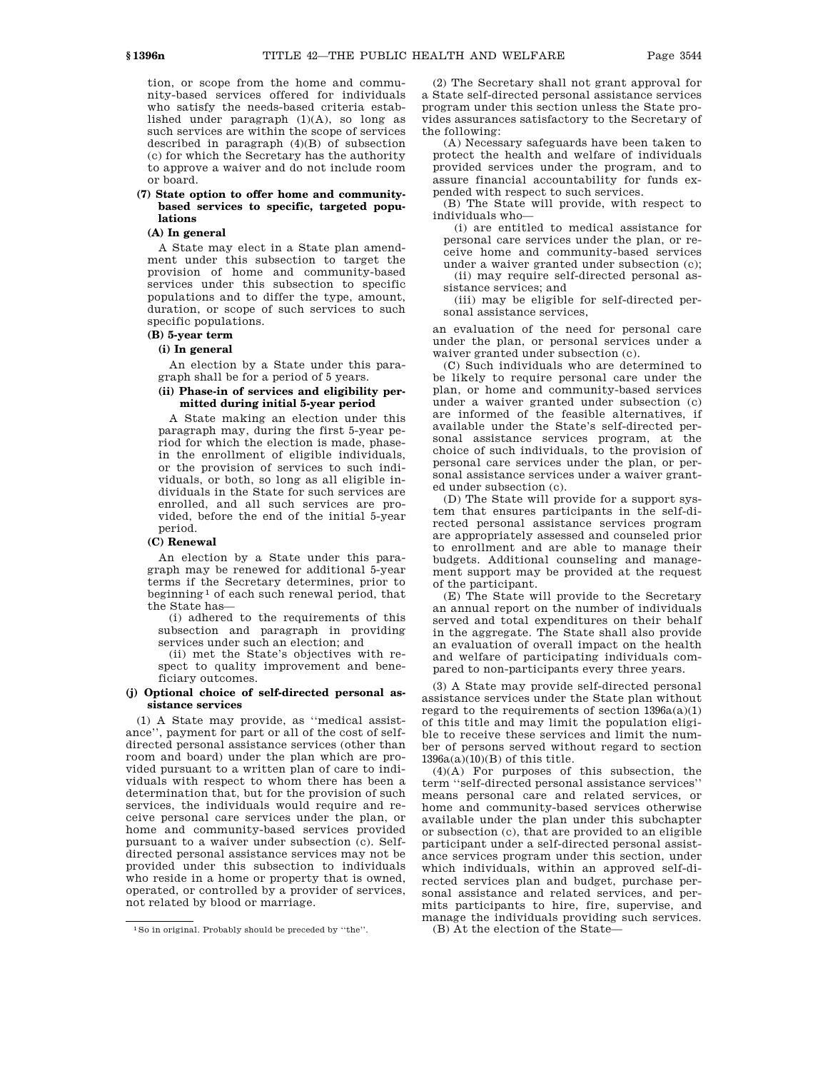tion, or scope from the home and community-based services offered for individuals who satisfy the needs-based criteria established under paragraph (1)(A), so long as such services are within the scope of services described in paragraph (4)(B) of subsection (c) for which the Secretary has the authority to approve a waiver and do not include room or board.

#### (7) State option to offer home and community-based services to specific, targeted populations

##### (A) In general

A State may elect in a State plan amendment under this subsection to target the provision of home and community-based services under this subsection to specific populations and to differ the type, amount, duration, or scope of such services to such specific populations.

##### (B) 5-year term

###### (i) In general

An election by a State under this paragraph shall be for a period of 5 years.

###### (ii) Phase-in of services and eligibility permitted during initial 5-year period

A State making an election under this paragraph may, during the first 5-year period for which the election is made, phase-in the enrollment of eligible individuals, or the provision of services to such individuals, or both, so long as all eligible individuals in the State for such services are enrolled, and all such services are provided, before the end of the initial 5-year period.

##### (C) Renewal

An election by a State under this paragraph may be renewed for additional 5-year terms if the Secretary determines, prior to beginning[1] of each such renewal period, that the State has—

(i) adhered to the requirements of this subsection and paragraph in providing services under such an election; and

(ii) met the State's objectives with respect to quality improvement and beneficiary outcomes.

### (j) Optional choice of self-directed personal assistance services

(1) A State may provide, as ''medical assistance'', payment for part or all of the cost of self-directed personal assistance services (other than room and board) under the plan which are provided pursuant to a written plan of care to individuals with respect to whom there has been a determination that, but for the provision of such services, the individuals would require and receive personal care services under the plan, or home and community-based services provided pursuant to a waiver under subsection (c). Self-directed personal assistance services may not be provided under this subsection to individuals who reside in a home or property that is owned, operated, or controlled by a provider of services, not related by blood or marriage.

(2) The Secretary shall not grant approval for a State self-directed personal assistance services program under this section unless the State provides assurances satisfactory to the Secretary of the following:

(A) Necessary safeguards have been taken to protect the health and welfare of individuals provided services under the program, and to assure financial accountability for funds expended with respect to such services.

(B) The State will provide, with respect to individuals who—

(i) are entitled to medical assistance for personal care services under the plan, or receive home and community-based services under a waiver granted under subsection (c);

(ii) may require self-directed personal assistance services; and

(iii) may be eligible for self-directed personal assistance services,

an evaluation of the need for personal care under the plan, or personal services under a waiver granted under subsection (c).

(C) Such individuals who are determined to be likely to require personal care under the plan, or home and community-based services under a waiver granted under subsection (c) are informed of the feasible alternatives, if available under the State's self-directed personal assistance services program, at the choice of such individuals, to the provision of personal care services under the plan, or personal assistance services under a waiver granted under subsection (c).

(D) The State will provide for a support system that ensures participants in the self-directed personal assistance services program are appropriately assessed and counseled prior to enrollment and are able to manage their budgets. Additional counseling and management support may be provided at the request of the participant.

(E) The State will provide to the Secretary an annual report on the number of individuals served and total expenditures on their behalf in the aggregate. The State shall also provide an evaluation of overall impact on the health and welfare of participating individuals compared to non-participants every three years.

(3) A State may provide self-directed personal assistance services under the State plan without regard to the requirements of section 1396a(a)(1) of this title and may limit the population eligible to receive these services and limit the number of persons served without regard to section 1396a(a)(10)(B) of this title.

(4)(A) For purposes of this subsection, the term ''self-directed personal assistance services'' means personal care and related services, or home and community-based services otherwise available under the plan under this subchapter or subsection (c), that are provided to an eligible participant under a self-directed personal assistance services program under this section, under which individuals, within an approved self-directed services plan and budget, purchase personal assistance and related services, and permits participants to hire, fire, supervise, and manage the individuals providing such services.

(B) At the election of the State—

---

[1] So in original. Probably should be preceded by ''the''.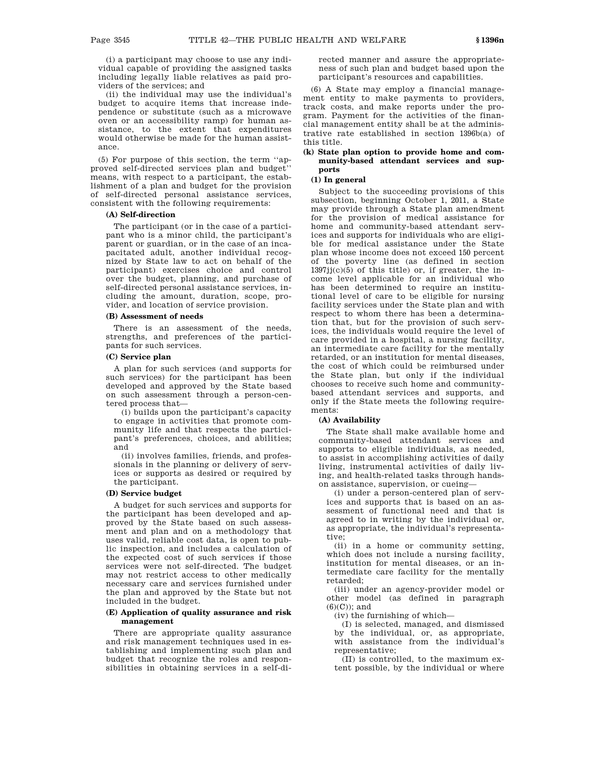(i) a participant may choose to use any individual capable of providing the assigned tasks including legally liable relatives as paid providers of the services; and

(ii) the individual may use the individual's budget to acquire items that increase independence or substitute (such as a microwave oven or an accessibility ramp) for human assistance, to the extent that expenditures would otherwise be made for the human assistance.

(5) For purpose of this section, the term "approved self-directed services plan and budget" means, with respect to a participant, the establishment of a plan and budget for the provision of self-directed personal assistance services, consistent with the following requirements:

**(A) Self-direction**

The participant (or in the case of a participant who is a minor child, the participant's parent or guardian, or in the case of an incapacitated adult, another individual recognized by State law to act on behalf of the participant) exercises choice and control over the budget, planning, and purchase of self-directed personal assistance services, including the amount, duration, scope, provider, and location of service provision.

**(B) Assessment of needs**

There is an assessment of the needs, strengths, and preferences of the participants for such services.

**(C) Service plan**

A plan for such services (and supports for such services) for the participant has been developed and approved by the State based on such assessment through a person-centered process that—

(i) builds upon the participant's capacity to engage in activities that promote community life and that respects the participant's preferences, choices, and abilities; and

(ii) involves families, friends, and professionals in the planning or delivery of services or supports as desired or required by the participant.

**(D) Service budget**

A budget for such services and supports for the participant has been developed and approved by the State based on such assessment and plan and on a methodology that uses valid, reliable cost data, is open to public inspection, and includes a calculation of the expected cost of such services if those services were not self-directed. The budget may not restrict access to other medically necessary care and services furnished under the plan and approved by the State but not included in the budget.

**(E) Application of quality assurance and risk management**

There are appropriate quality assurance and risk management techniques used in establishing and implementing such plan and budget that recognize the roles and responsibilities in obtaining services in a self-directed manner and assure the appropriateness of such plan and budget based upon the participant's resources and capabilities.

(6) A State may employ a financial management entity to make payments to providers, track costs, and make reports under the program. Payment for the activities of the financial management entity shall be at the administrative rate established in section 1396b(a) of this title.

### (k) State plan option to provide home and community-based attendant services and supports

**(1) In general**

Subject to the succeeding provisions of this subsection, beginning October 1, 2011, a State may provide through a State plan amendment for the provision of medical assistance for home and community-based attendant services and supports for individuals who are eligible for medical assistance under the State plan whose income does not exceed 150 percent of the poverty line (as defined in section 1397jj(c)(5) of this title) or, if greater, the income level applicable for an individual who has been determined to require an institutional level of care to be eligible for nursing facility services under the State plan and with respect to whom there has been a determination that, but for the provision of such services, the individuals would require the level of care provided in a hospital, a nursing facility, an intermediate care facility for the mentally retarded, or an institution for mental diseases, the cost of which could be reimbursed under the State plan, but only if the individual chooses to receive such home and community-based attendant services and supports, and only if the State meets the following requirements:

**(A) Availability**

The State shall make available home and community-based attendant services and supports to eligible individuals, as needed, to assist in accomplishing activities of daily living, instrumental activities of daily living, and health-related tasks through hands-on assistance, supervision, or cueing—

(i) under a person-centered plan of services and supports that is based on an assessment of functional need and that is agreed to in writing by the individual or, as appropriate, the individual's representative;

(ii) in a home or community setting, which does not include a nursing facility, institution for mental diseases, or an intermediate care facility for the mentally retarded;

(iii) under an agency-provider model or other model (as defined in paragraph (6)(C)); and

(iv) the furnishing of which—

(I) is selected, managed, and dismissed by the individual, or, as appropriate, with assistance from the individual's representative;

(II) is controlled, to the maximum extent possible, by the individual or where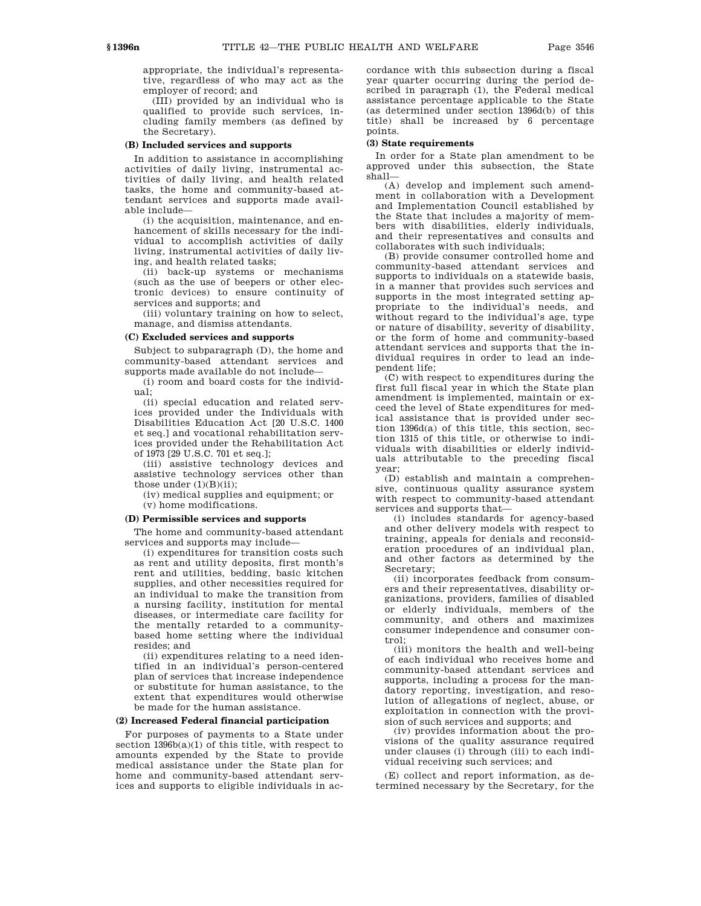appropriate, the individual's representative, regardless of who may act as the employer of record; and

(III) provided by an individual who is qualified to provide such services, including family members (as defined by the Secretary).

#### (B) Included services and supports

In addition to assistance in accomplishing activities of daily living, instrumental activities of daily living, and health related tasks, the home and community-based attendant services and supports made available include—

(i) the acquisition, maintenance, and enhancement of skills necessary for the individual to accomplish activities of daily living, instrumental activities of daily living, and health related tasks;

(ii) back-up systems or mechanisms (such as the use of beepers or other electronic devices) to ensure continuity of services and supports; and

(iii) voluntary training on how to select, manage, and dismiss attendants.

#### (C) Excluded services and supports

Subject to subparagraph (D), the home and community-based attendant services and supports made available do not include—

(i) room and board costs for the individual;

(ii) special education and related services provided under the Individuals with Disabilities Education Act [20 U.S.C. 1400 et seq.] and vocational rehabilitation services provided under the Rehabilitation Act of 1973 [29 U.S.C. 701 et seq.];

(iii) assistive technology devices and assistive technology services other than those under (1)(B)(ii);

(iv) medical supplies and equipment; or

(v) home modifications.

#### (D) Permissible services and supports

The home and community-based attendant services and supports may include—

(i) expenditures for transition costs such as rent and utility deposits, first month's rent and utilities, bedding, basic kitchen supplies, and other necessities required for an individual to make the transition from a nursing facility, institution for mental diseases, or intermediate care facility for the mentally retarded to a community-based home setting where the individual resides; and

(ii) expenditures relating to a need identified in an individual's person-centered plan of services that increase independence or substitute for human assistance, to the extent that expenditures would otherwise be made for the human assistance.

#### (2) Increased Federal financial participation

For purposes of payments to a State under section 1396b(a)(1) of this title, with respect to amounts expended by the State to provide medical assistance under the State plan for home and community-based attendant services and supports to eligible individuals in accordance with this subsection during a fiscal year quarter occurring during the period described in paragraph (1), the Federal medical assistance percentage applicable to the State (as determined under section 1396d(b) of this title) shall be increased by 6 percentage points.

#### (3) State requirements

In order for a State plan amendment to be approved under this subsection, the State shall—

(A) develop and implement such amendment in collaboration with a Development and Implementation Council established by the State that includes a majority of members with disabilities, elderly individuals, and their representatives and consults and collaborates with such individuals;

(B) provide consumer controlled home and community-based attendant services and supports to individuals on a statewide basis, in a manner that provides such services and supports in the most integrated setting appropriate to the individual's needs, and without regard to the individual's age, type or nature of disability, severity of disability, or the form of home and community-based attendant services and supports that the individual requires in order to lead an independent life;

(C) with respect to expenditures during the first full fiscal year in which the State plan amendment is implemented, maintain or exceed the level of State expenditures for medical assistance that is provided under section 1396d(a) of this title, this section, section 1315 of this title, or otherwise to individuals with disabilities or elderly individuals attributable to the preceding fiscal year;

(D) establish and maintain a comprehensive, continuous quality assurance system with respect to community-based attendant services and supports that—

(i) includes standards for agency-based and other delivery models with respect to training, appeals for denials and reconsideration procedures of an individual plan, and other factors as determined by the Secretary;

(ii) incorporates feedback from consumers and their representatives, disability organizations, providers, families of disabled or elderly individuals, members of the community, and others and maximizes consumer independence and consumer control;

(iii) monitors the health and well-being of each individual who receives home and community-based attendant services and supports, including a process for the mandatory reporting, investigation, and resolution of allegations of neglect, abuse, or exploitation in connection with the provision of such services and supports; and

(iv) provides information about the provisions of the quality assurance required under clauses (i) through (iii) to each individual receiving such services; and

(E) collect and report information, as determined necessary by the Secretary, for the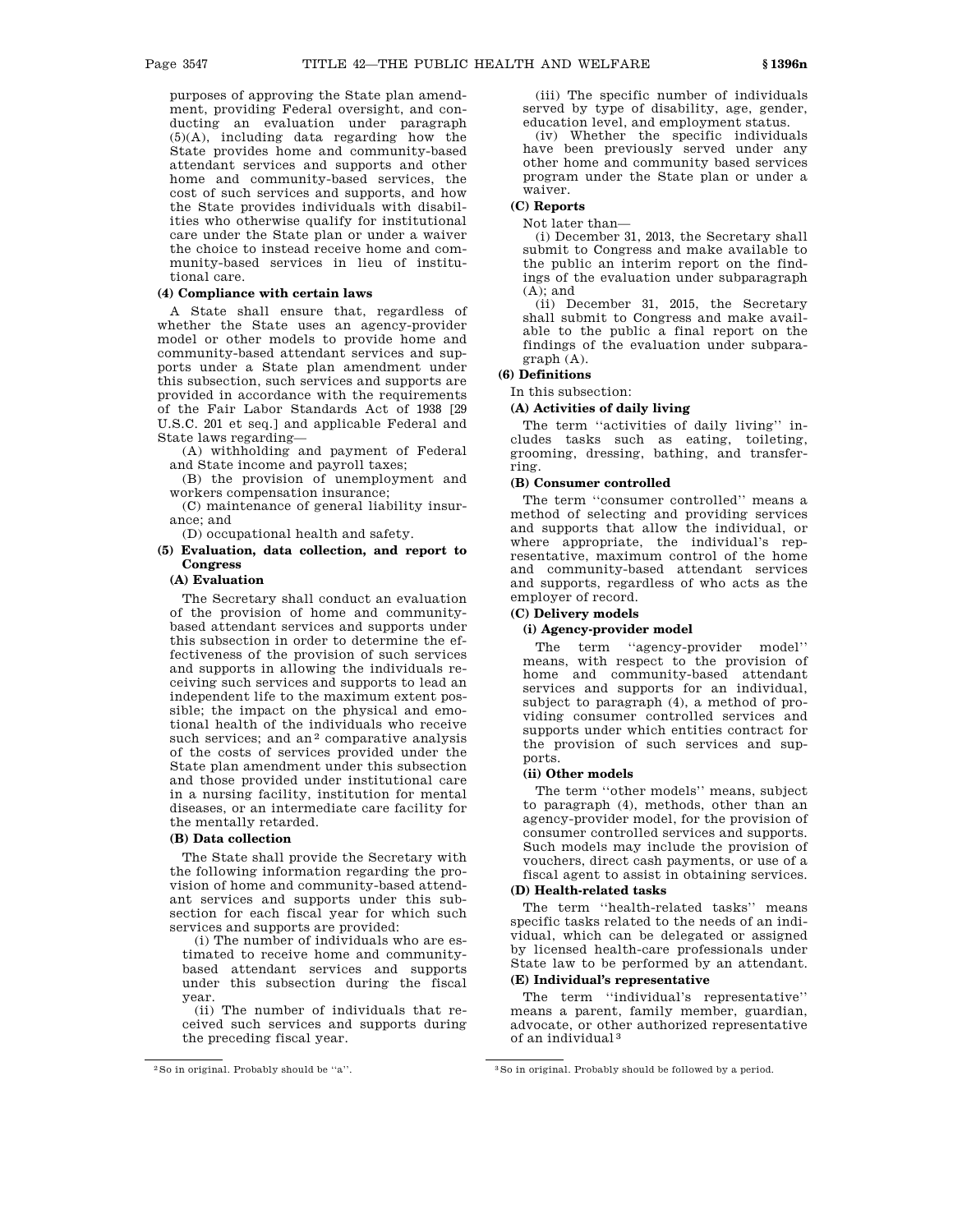purposes of approving the State plan amendment, providing Federal oversight, and conducting an evaluation under paragraph (5)(A), including data regarding how the State provides home and community-based attendant services and supports and other home and community-based services, the cost of such services and supports, and how the State provides individuals with disabilities who otherwise qualify for institutional care under the State plan or under a waiver the choice to instead receive home and community-based services in lieu of institutional care.

**(4) Compliance with certain laws**

A State shall ensure that, regardless of whether the State uses an agency-provider model or other models to provide home and community-based attendant services and supports under a State plan amendment under this subsection, such services and supports are provided in accordance with the requirements of the Fair Labor Standards Act of 1938 [29 U.S.C. 201 et seq.] and applicable Federal and State laws regarding—

(A) withholding and payment of Federal and State income and payroll taxes;

(B) the provision of unemployment and workers compensation insurance;

(C) maintenance of general liability insurance; and

(D) occupational health and safety.

**(5) Evaluation, data collection, and report to Congress**

**(A) Evaluation**

The Secretary shall conduct an evaluation of the provision of home and community-based attendant services and supports under this subsection in order to determine the effectiveness of the provision of such services and supports in allowing the individuals receiving such services and supports to lead an independent life to the maximum extent possible; the impact on the physical and emotional health of the individuals who receive such services; and an[2] comparative analysis of the costs of services provided under the State plan amendment under this subsection and those provided under institutional care in a nursing facility, institution for mental diseases, or an intermediate care facility for the mentally retarded.

**(B) Data collection**

The State shall provide the Secretary with the following information regarding the provision of home and community-based attendant services and supports under this subsection for each fiscal year for which such services and supports are provided:

(i) The number of individuals who are estimated to receive home and community-based attendant services and supports under this subsection during the fiscal year.

(ii) The number of individuals that received such services and supports during the preceding fiscal year.

(iii) The specific number of individuals served by type of disability, age, gender, education level, and employment status.

(iv) Whether the specific individuals have been previously served under any other home and community based services program under the State plan or under a waiver.

**(C) Reports**

Not later than—

(i) December 31, 2013, the Secretary shall submit to Congress and make available to the public an interim report on the findings of the evaluation under subparagraph (A); and

(ii) December 31, 2015, the Secretary shall submit to Congress and make available to the public a final report on the findings of the evaluation under subparagraph (A).

**(6) Definitions**

In this subsection:

**(A) Activities of daily living**

The term "activities of daily living" includes tasks such as eating, toileting, grooming, dressing, bathing, and transferring.

**(B) Consumer controlled**

The term "consumer controlled" means a method of selecting and providing services and supports that allow the individual, or where appropriate, the individual's representative, maximum control of the home and community-based attendant services and supports, regardless of who acts as the employer of record.

**(C) Delivery models**

**(i) Agency-provider model**

The term "agency-provider model" means, with respect to the provision of home and community-based attendant services and supports for an individual, subject to paragraph (4), a method of providing consumer controlled services and supports under which entities contract for the provision of such services and supports.

**(ii) Other models**

The term "other models" means, subject to paragraph (4), methods, other than an agency-provider model, for the provision of consumer controlled services and supports. Such models may include the provision of vouchers, direct cash payments, or use of a fiscal agent to assist in obtaining services.

**(D) Health-related tasks**

The term "health-related tasks" means specific tasks related to the needs of an individual, which can be delegated or assigned by licensed health-care professionals under State law to be performed by an attendant.

**(E) Individual's representative**

The term "individual's representative" means a parent, family member, guardian, advocate, or other authorized representative of an individual[3]

---

[2] So in original. Probably should be "a".

[3] So in original. Probably should be followed by a period.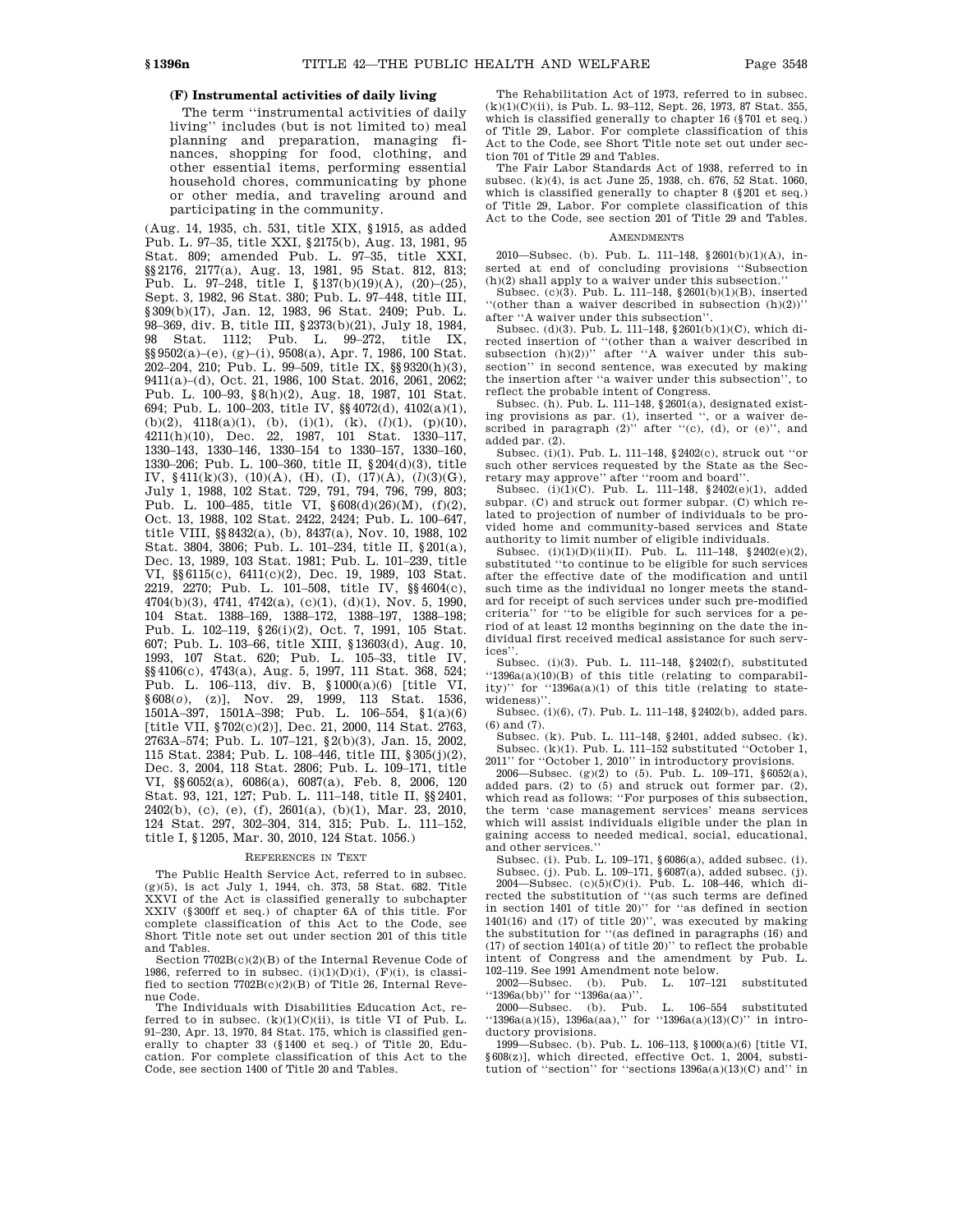**(F) Instrumental activities of daily living**

The term ''instrumental activities of daily living'' includes (but is not limited to) meal planning and preparation, managing finances, shopping for food, clothing, and other essential items, performing essential household chores, communicating by phone or other media, and traveling around and participating in the community.

(Aug. 14, 1935, ch. 531, title XIX, §1915, as added Pub. L. 97–35, title XXI, §2175(b), Aug. 13, 1981, 95 Stat. 809; amended Pub. L. 97–35, title XXI, §§2176, 2177(a), Aug. 13, 1981, 95 Stat. 812, 813; Pub. L. 97–248, title I, §137(b)(19)(A), (20)–(25), Sept. 3, 1982, 96 Stat. 380; Pub. L. 97–448, title III, §309(b)(17), Jan. 12, 1983, 96 Stat. 2409; Pub. L. 98–369, div. B, title III, §2373(b)(21), July 18, 1984, 98 Stat. 1112; Pub. L. 99–272, title IX, §§9502(a)–(e), (g)–(i), 9508(a), Apr. 7, 1986, 100 Stat. 202–204, 210; Pub. L. 99–509, title IX, §§9320(h)(3), 9411(a)–(d), Oct. 21, 1986, 100 Stat. 2016, 2061, 2062; Pub. L. 100–93, §8(h)(2), Aug. 18, 1987, 101 Stat. 694; Pub. L. 100–203, title IV, §§4072(d), 4102(a)(1), (b)(2), 4118(a)(1), (b), (i)(1), (k), (*l*)(1), (p)(10), 4211(h)(10), Dec. 22, 1987, 101 Stat. 1330–117, 1330–143, 1330–146, 1330–154 to 1330–157, 1330–160, 1330–206; Pub. L. 100–360, title II, §204(d)(3), title IV, §411(k)(3), (10)(A), (H), (I), (17)(A), (*l*)(3)(G), July 1, 1988, 102 Stat. 729, 791, 794, 796, 799, 803; Pub. L. 100–485, title VI, §608(d)(26)(M), (f)(2), Oct. 13, 1988, 102 Stat. 2422, 2424; Pub. L. 100–647, title VIII, §§8432(a), (b), 8437(a), Nov. 10, 1988, 102 Stat. 3804, 3806; Pub. L. 101–234, title II, §201(a), Dec. 13, 1989, 103 Stat. 1981; Pub. L. 101–239, title VI, §§6115(c), 6411(c)(2), Dec. 19, 1989, 103 Stat. 2219, 2270; Pub. L. 101–508, title IV, §§4604(c), 4704(b)(3), 4741, 4742(a), (c)(1), (d)(1), Nov. 5, 1990, 104 Stat. 1388–169, 1388–172, 1388–197, 1388–198; Pub. L. 102–119, §26(i)(2), Oct. 7, 1991, 105 Stat. 607; Pub. L. 103–66, title XIII, §13603(d), Aug. 10, 1993, 107 Stat. 620; Pub. L. 105–33, title IV, §§4106(c), 4743(a), Aug. 5, 1997, 111 Stat. 368, 524; Pub. L. 106–113, div. B, §1000(a)(6) [title VI, §608(*o*), (z)], Nov. 29, 1999, 113 Stat. 1536, 1501A–397, 1501A–398; Pub. L. 106–554, §1(a)(6) [title VII, §702(c)(2)], Dec. 21, 2000, 114 Stat. 2763, 2763A–574; Pub. L. 107–121, §2(b)(3), Jan. 15, 2002, 115 Stat. 2384; Pub. L. 108–446, title III, §305(j)(2), Dec. 3, 2004, 118 Stat. 2806; Pub. L. 109–171, title VI, §§6052(a), 6086(a), 6087(a), Feb. 8, 2006, 120 Stat. 93, 121, 127; Pub. L. 111–148, title II, §§2401, 2402(b), (c), (e), (f), 2601(a), (b)(1), Mar. 23, 2010, 124 Stat. 297, 302–304, 314, 315; Pub. L. 111–152, title I, §1205, Mar. 30, 2010, 124 Stat. 1056.)

REFERENCES IN TEXT

The Public Health Service Act, referred to in subsec. (g)(5), is act July 1, 1944, ch. 373, 58 Stat. 682. Title XXVI of the Act is classified generally to subchapter XXIV (§300ff et seq.) of chapter 6A of this title. For complete classification of this Act to the Code, see Short Title note set out under section 201 of this title and Tables.

Section 7702B(c)(2)(B) of the Internal Revenue Code of 1986, referred to in subsec. (i)(1)(D)(i), (F)(i), is classified to section 7702B(c)(2)(B) of Title 26, Internal Revenue Code.

The Individuals with Disabilities Education Act, referred to in subsec. (k)(1)(C)(ii), is title VI of Pub. L. 91–230, Apr. 13, 1970, 84 Stat. 175, which is classified generally to chapter 33 (§1400 et seq.) of Title 20, Education. For complete classification of this Act to the Code, see section 1400 of Title 20 and Tables.

The Rehabilitation Act of 1973, referred to in subsec. (k)(1)(C)(ii), is Pub. L. 93–112, Sept. 26, 1973, 87 Stat. 355, which is classified generally to chapter 16 (§701 et seq.) of Title 29, Labor. For complete classification of this Act to the Code, see Short Title note set out under section 701 of Title 29 and Tables.

The Fair Labor Standards Act of 1938, referred to in subsec. (k)(4), is act June 25, 1938, ch. 676, 52 Stat. 1060, which is classified generally to chapter 8 (§201 et seq.) of Title 29, Labor. For complete classification of this Act to the Code, see section 201 of Title 29 and Tables.

AMENDMENTS

2010—Subsec. (b). Pub. L. 111–148, §2601(b)(1)(A), inserted at end of concluding provisions ''Subsection (h)(2) shall apply to a waiver under this subsection.''

Subsec. (c)(3). Pub. L. 111–148, §2601(b)(1)(B), inserted ''(other than a waiver described in subsection (h)(2))'' after ''A waiver under this subsection''.

Subsec. (d)(3). Pub. L. 111–148, §2601(b)(1)(C), which directed insertion of ''(other than a waiver described in subsection (h)(2))'' after ''A waiver under this subsection'' in second sentence, was executed by making the insertion after ''a waiver under this subsection'', to reflect the probable intent of Congress.

Subsec. (h). Pub. L. 111–148, §2601(a), designated existing provisions as par. (1), inserted '', or a waiver described in paragraph (2)'' after ''(c), (d), or (e)'', and added par. (2).

Subsec. (i)(1). Pub. L. 111–148, §2402(c), struck out ''or such other services requested by the State as the Secretary may approve'' after ''room and board''.

Subsec. (i)(1)(C). Pub. L. 111–148, §2402(e)(1), added subpar. (C) and struck out former subpar. (C) which related to projection of number of individuals to be provided home and community-based services and State authority to limit number of eligible individuals.

Subsec. (i)(1)(D)(ii)(II). Pub. L. 111–148, §2402(e)(2), substituted ''to continue to be eligible for such services after the effective date of the modification and until such time as the individual no longer meets the standard for receipt of such services under such pre-modified criteria'' for ''to be eligible for such services for a period of at least 12 months beginning on the date the individual first received medical assistance for such services''.

Subsec. (i)(3). Pub. L. 111–148, §2402(f), substituted ''1396a(a)(10)(B) of this title (relating to comparability)'' for ''1396a(a)(1) of this title (relating to statewideness)''.

Subsec. (i)(6), (7). Pub. L. 111–148, §2402(b), added pars. (6) and (7).

Subsec. (k). Pub. L. 111–148, §2401, added subsec. (k).

Subsec. (k)(1). Pub. L. 111–152 substituted ''October 1, 2011'' for ''October 1, 2010'' in introductory provisions.

2006—Subsec. (g)(2) to (5). Pub. L. 109–171, §6052(a), added pars. (2) to (5) and struck out former par. (2), which read as follows: ''For purposes of this subsection, the term 'case management services' means services which will assist individuals eligible under the plan in gaining access to needed medical, social, educational, and other services.''

Subsec. (i). Pub. L. 109–171, §6086(a), added subsec. (i).

Subsec. (j). Pub. L. 109–171, §6087(a), added subsec. (j).

2004—Subsec. (c)(5)(C)(i). Pub. L. 108–446, which directed the substitution of ''(as such terms are defined in section 1401 of title 20)'' for ''as defined in section 1401(16) and (17) of title 20)'', was executed by making the substitution for ''(as defined in paragraphs (16) and (17) of section 1401(a) of title 20)'' to reflect the probable intent of Congress and the amendment by Pub. L. 102–119. See 1991 Amendment note below.

2002—Subsec. (b). Pub. L. 107–121 substituted ''1396a(bb)'' for ''1396a(aa)''.

2000—Subsec. (b). Pub. L. 106–554 substituted ''1396a(a)(15), 1396a(aa),'' for ''1396a(a)(13)(C)'' in introductory provisions.

1999—Subsec. (b). Pub. L. 106–113, §1000(a)(6) [title VI, §608(z)], which directed, effective Oct. 1, 2004, substitution of ''section'' for ''sections 1396a(a)(13)(C) and'' in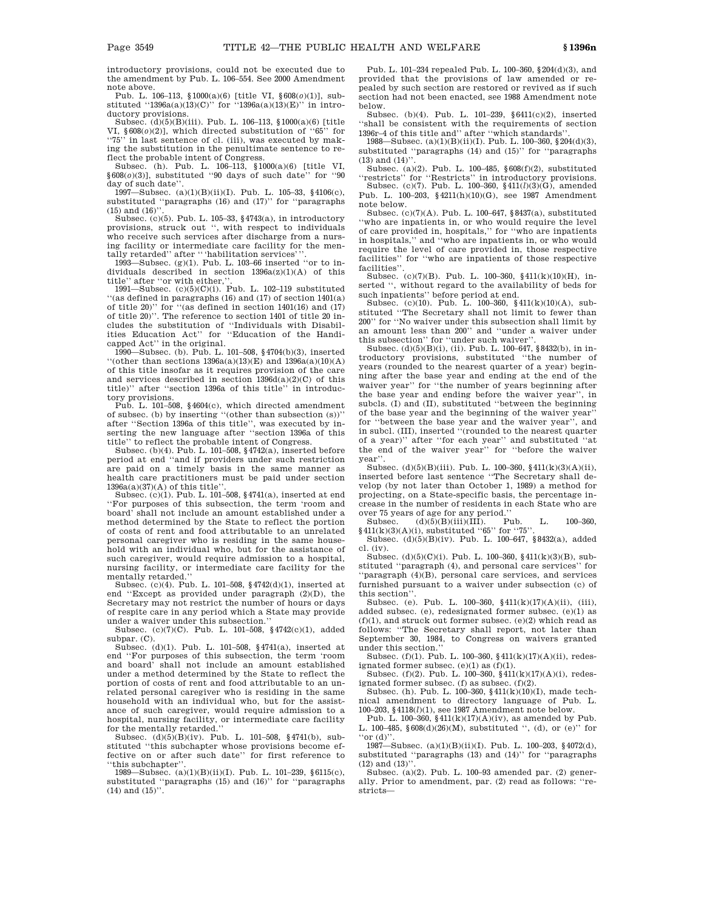introductory provisions, could not be executed due to the amendment by Pub. L. 106–554. See 2000 Amendment note above.

Pub. L. 106–113, §1000(a)(6) [title VI, §608(*o*)(1)], substituted ''1396a(a)(13)(C)'' for ''1396a(a)(13)(E)'' in introductory provisions.

Subsec. (d)(5)(B)(iii). Pub. L. 106–113, §1000(a)(6) [title VI, §608(*o*)(2)], which directed substitution of ''65'' for ''75'' in last sentence of cl. (iii), was executed by making the substitution in the penultimate sentence to reflect the probable intent of Congress.

Subsec. (h). Pub. L. 106–113, §1000(a)(6) [title VI, §608(*o*)(3)], substituted ''90 days of such date'' for ''90 day of such date''.

1997—Subsec. (a)(1)(B)(ii)(I). Pub. L. 105–33, §4106(c), substituted ''paragraphs (16) and (17)'' for ''paragraphs (15) and (16)''.

Subsec. (c)(5). Pub. L. 105–33, §4743(a), in introductory provisions, struck out '', with respect to individuals who receive such services after discharge from a nursing facility or intermediate care facility for the mentally retarded'' after '''habilitation services'''.

1993—Subsec. (g)(1). Pub. L. 103–66 inserted ''or to individuals described in section 1396a(z)(1)(A) of this title'' after ''or with either,''.

1991—Subsec. (c)(5)(C)(i). Pub. L. 102–119 substituted ''(as defined in paragraphs (16) and (17) of section 1401(a) of title 20)'' for ''(as defined in section 1401(16) and (17) of title 20)''. The reference to section 1401 of title 20 includes the substitution of ''Individuals with Disabilities Education Act'' for ''Education of the Handicapped Act'' in the original.

1990—Subsec. (b). Pub. L. 101–508, §4704(b)(3), inserted ''(other than sections 1396a(a)(13)(E) and 1396a(a)(10)(A) of this title insofar as it requires provision of the care and services described in section 1396d(a)(2)(C) of this title)'' after ''section 1396a of this title'' in introductory provisions.

Pub. L. 101–508, §4604(c), which directed amendment of subsec. (b) by inserting ''(other than subsection (s))'' after ''Section 1396a of this title'', was executed by inserting the new language after ''section 1396a of this title'' to reflect the probable intent of Congress.

Subsec. (b)(4). Pub. L. 101–508, §4742(a), inserted before period at end ''and if providers under such restriction are paid on a timely basis in the same manner as health care practitioners must be paid under section 1396a(a)(37)(A) of this title''.

Subsec. (c)(1). Pub. L. 101–508, §4741(a), inserted at end ''For purposes of this subsection, the term 'room and board' shall not include an amount established under a method determined by the State to reflect the portion of costs of rent and food attributable to an unrelated personal caregiver who is residing in the same household with an individual who, but for the assistance of such caregiver, would require admission to a hospital, nursing facility, or intermediate care facility for the mentally retarded.''

Subsec. (c)(4). Pub. L. 101–508, §4742(d)(1), inserted at end ''Except as provided under paragraph (2)(D), the Secretary may not restrict the number of hours or days of respite care in any period which a State may provide under a waiver under this subsection.''

Subsec. (c)(7)(C). Pub. L. 101–508, §4742(c)(1), added subpar. (C).

Subsec. (d)(1). Pub. L. 101–508, §4741(a), inserted at end ''For purposes of this subsection, the term 'room and board' shall not include an amount established under a method determined by the State to reflect the portion of costs of rent and food attributable to an unrelated personal caregiver who is residing in the same household with an individual who, but for the assistance of such caregiver, would require admission to a hospital, nursing facility, or intermediate care facility for the mentally retarded.''

Subsec. (d)(5)(B)(iv). Pub. L. 101–508, §4741(b), substituted ''this subchapter whose provisions become effective on or after such date'' for first reference to ''this subchapter''.

1989—Subsec. (a)(1)(B)(ii)(I). Pub. L. 101–239, §6115(c), substituted ''paragraphs (15) and (16)'' for ''paragraphs (14) and (15)''.

Pub. L. 101–234 repealed Pub. L. 100–360, §204(d)(3), and provided that the provisions of law amended or repealed by such section are restored or revived as if such section had not been enacted, see 1988 Amendment note below.

Subsec. (b)(4). Pub. L. 101–239, §6411(c)(2), inserted ''shall be consistent with the requirements of section 1396r–4 of this title and'' after ''which standards''.

1988—Subsec. (a)(1)(B)(ii)(I). Pub. L. 100–360, §204(d)(3), substituted ''paragraphs (14) and (15)'' for ''paragraphs (13) and (14)''.

Subsec. (a)(2). Pub. L. 100–485, §608(f)(2), substituted ''restricts'' for ''Restricts'' in introductory provisions.

Subsec. (c)(7). Pub. L. 100–360, §411(*l*)(3)(G), amended Pub. L. 100–203, §4211(h)(10)(G), see 1987 Amendment note below.

Subsec. (c)(7)(A). Pub. L. 100–647, §8437(a), substituted ''who are inpatients in, or who would require the level of care provided in, hospitals,'' for ''who are inpatients in hospitals,'' and ''who are inpatients in, or who would require the level of care provided in, those respective facilities'' for ''who are inpatients of those respective facilities''.

Subsec. (c)(7)(B). Pub. L. 100–360, §411(k)(10)(H), inserted '', without regard to the availability of beds for such inpatients'' before period at end.

Subsec. (c)(10). Pub. L. 100–360, §411(k)(10)(A), substituted ''The Secretary shall not limit to fewer than 200'' for ''No waiver under this subsection shall limit by an amount less than 200'' and ''under a waiver under this subsection'' for ''under such waiver''.

Subsec. (d)(5)(B)(i), (ii). Pub. L. 100–647, §8432(b), in introductory provisions, substituted ''the number of years (rounded to the nearest quarter of a year) beginning after the base year and ending at the end of the waiver year'' for ''the number of years beginning after the base year and ending before the waiver year'', in subcls. (I) and (II), substituted ''between the beginning of the base year and the beginning of the waiver year'' for ''between the base year and the waiver year'', and in subcl. (III), inserted ''(rounded to the nearest quarter of a year)'' after ''for each year'' and substituted ''at the end of the waiver year'' for ''before the waiver year''.

Subsec. (d)(5)(B)(iii). Pub. L. 100–360, §411(k)(3)(A)(ii), inserted before last sentence ''The Secretary shall develop (by not later than October 1, 1989) a method for projecting, on a State-specific basis, the percentage increase in the number of residents in each State who are over 75 years of age for any period.''

Subsec. (d)(5)(B)(iii)(III). Pub. L. 100–360, §411(k)(3)(A)(i), substituted ''65'' for ''75''.

Subsec. (d)(5)(B)(iv). Pub. L. 100–647, §8432(a), added cl. (iv).

Subsec. (d)(5)(C)(i). Pub. L. 100–360, §411(k)(3)(B), substituted ''paragraph (4), and personal care services'' for ''paragraph (4)(B), personal care services, and services furnished pursuant to a waiver under subsection (c) of this section''.

Subsec. (e). Pub. L. 100–360, §411(k)(17)(A)(ii), (iii), added subsec. (e), redesignated former subsec. (e)(1) as (f)(1), and struck out former subsec. (e)(2) which read as follows: ''The Secretary shall report, not later than September 30, 1984, to Congress on waivers granted under this section.''

Subsec. (f)(1). Pub. L. 100–360, §411(k)(17)(A)(ii), redesignated former subsec. (e)(1) as (f)(1).

Subsec. (f)(2). Pub. L. 100–360, §411(k)(17)(A)(i), redesignated former subsec. (f) as subsec. (f)(2).

Subsec. (h). Pub. L. 100–360, §411(k)(10)(I), made technical amendment to directory language of Pub. L. 100–203, §4118(*l*)(1), see 1987 Amendment note below.

Pub. L. 100–360, §411(k)(17)(A)(iv), as amended by Pub. L. 100–485, §608(d)(26)(M), substituted '', (d), or (e)'' for ''or (d)''.

1987—Subsec. (a)(1)(B)(ii)(I). Pub. L. 100–203, §4072(d), substituted ''paragraphs (13) and (14)'' for ''paragraphs (12) and (13)''.

Subsec. (a)(2). Pub. L. 100–93 amended par. (2) generally. Prior to amendment, par. (2) read as follows: ''restricts—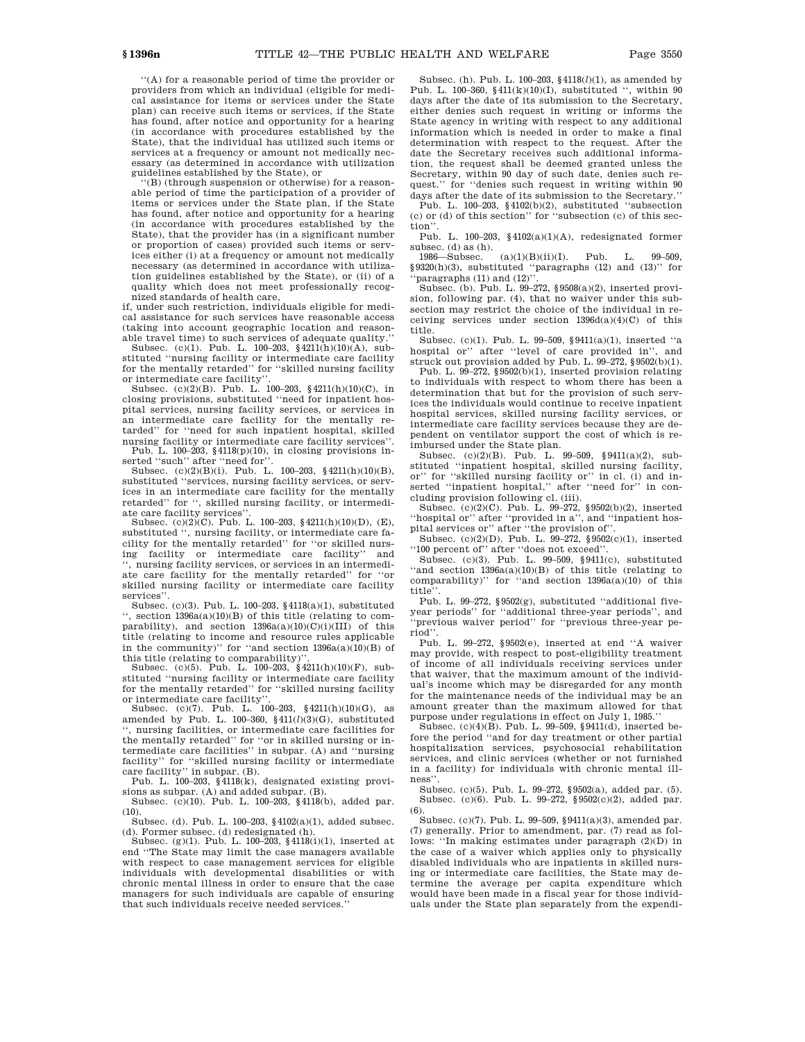"(A) for a reasonable period of time the provider or providers from which an individual (eligible for medical assistance for items or services under the State plan) can receive such items or services, if the State has found, after notice and opportunity for a hearing (in accordance with procedures established by the State), that the individual has utilized such items or services at a frequency or amount not medically necessary (as determined in accordance with utilization guidelines established by the State), or

"(B) (through suspension or otherwise) for a reasonable period of time the participation of a provider of items or services under the State plan, if the State has found, after notice and opportunity for a hearing (in accordance with procedures established by the State), that the provider has (in a significant number or proportion of cases) provided such items or services either (i) at a frequency or amount not medically necessary (as determined in accordance with utilization guidelines established by the State), or (ii) of a quality which does not meet professionally recognized standards of health care,

if, under such restriction, individuals eligible for medical assistance for such services have reasonable access (taking into account geographic location and reasonable travel time) to such services of adequate quality."

Subsec. (c)(1). Pub. L. 100–203, §4211(h)(10)(A), substituted "nursing facility or intermediate care facility for the mentally retarded" for "skilled nursing facility or intermediate care facility".

Subsec. (c)(2)(B). Pub. L. 100–203, §4211(h)(10)(C), in closing provisions, substituted "need for inpatient hospital services, nursing facility services, or services in an intermediate care facility for the mentally retarded" for "need for such inpatient hospital, skilled nursing facility or intermediate care facility services".

Pub. L. 100–203, §4118(p)(10), in closing provisions inserted "such" after "need for".

Subsec. (c)(2)(B)(i). Pub. L. 100–203, §4211(h)(10)(B), substituted "services, nursing facility services, or services in an intermediate care facility for the mentally retarded" for ", skilled nursing facility, or intermediate care facility services".

Subsec. (c)(2)(C). Pub. L. 100–203, §4211(h)(10)(D), (E), substituted ", nursing facility, or intermediate care facility for the mentally retarded" for "or skilled nursing facility or intermediate care facility" and ", nursing facility services, or services in an intermediate care facility for the mentally retarded" for "or skilled nursing facility or intermediate care facility services".

Subsec. (c)(3). Pub. L. 100–203, §4118(a)(1), substituted ", section 1396a(a)(10)(B) of this title (relating to comparability), and section 1396a(a)(10)(C)(i)(III) of this title (relating to income and resource rules applicable in the community)" for "and section 1396a(a)(10)(B) of this title (relating to comparability)".

Subsec. (c)(5). Pub. L. 100–203, §4211(h)(10)(F), substituted "nursing facility or intermediate care facility for the mentally retarded" for "skilled nursing facility or intermediate care facility".

Subsec. (c)(7). Pub. L. 100–203, §4211(h)(10)(G), as amended by Pub. L. 100–360, §411(*l*)(3)(G), substituted ", nursing facilities, or intermediate care facilities for the mentally retarded" for "or in skilled nursing or intermediate care facilities" in subpar. (A) and "nursing facility" for "skilled nursing facility or intermediate care facility" in subpar. (B).

Pub. L. 100–203, §4118(k), designated existing provisions as subpar. (A) and added subpar. (B).

Subsec. (c)(10). Pub. L. 100–203, §4118(b), added par. (10).

Subsec. (d). Pub. L. 100–203, §4102(a)(1), added subsec. (d). Former subsec. (d) redesignated (h).

Subsec. (g)(1). Pub. L. 100–203, §4118(i)(1), inserted at end "The State may limit the case managers available with respect to case management services for eligible individuals with developmental disabilities or with chronic mental illness in order to ensure that the case managers for such individuals are capable of ensuring that such individuals receive needed services."

Subsec. (h). Pub. L. 100–203, §4118(*l*)(1), as amended by Pub. L. 100–360, §411(k)(10)(I), substituted ", within 90 days after the date of its submission to the Secretary, either denies such request in writing or informs the State agency in writing with respect to any additional information which is needed in order to make a final determination with respect to the request. After the date the Secretary receives such additional information, the request shall be deemed granted unless the Secretary, within 90 day of such date, denies such request." for "denies such request in writing within 90 days after the date of its submission to the Secretary."

Pub. L. 100–203, §4102(b)(2), substituted "subsection (c) or (d) of this section" for "subsection (c) of this section".

Pub. L. 100–203, §4102(a)(1)(A), redesignated former subsec. (d) as (h).

1986—Subsec. (a)(1)(B)(ii)(I). Pub. L. 99–509, §9320(h)(3), substituted "paragraphs (12) and (13)" for "paragraphs (11) and (12)".

Subsec. (b). Pub. L. 99–272, §9508(a)(2), inserted provision, following par. (4), that no waiver under this subsection may restrict the choice of the individual in receiving services under section 1396d(a)(4)(C) of this title.

Subsec. (c)(1). Pub. L. 99–509, §9411(a)(1), inserted "a hospital or" after "level of care provided in", and struck out provision added by Pub. L. 99–272, §9502(b)(1).

Pub. L. 99–272, §9502(b)(1), inserted provision relating to individuals with respect to whom there has been a determination that but for the provision of such services the individuals would continue to receive inpatient hospital services, skilled nursing facility services, or intermediate care facility services because they are dependent on ventilator support the cost of which is reimbursed under the State plan.

Subsec. (c)(2)(B). Pub. L. 99–509, §9411(a)(2), substituted "inpatient hospital, skilled nursing facility, or" for "skilled nursing facility or" in cl. (i) and inserted "inpatient hospital," after "need for" in concluding provision following cl. (iii).

Subsec. (c)(2)(C). Pub. L. 99–272, §9502(b)(2), inserted "hospital or" after "provided in a", and "inpatient hospital services or" after "the provision of".

Subsec. (c)(2)(D). Pub. L. 99–272, §9502(c)(1), inserted "100 percent of" after "does not exceed".

Subsec. (c)(3). Pub. L. 99–509, §9411(c), substituted "and section 1396a(a)(10)(B) of this title (relating to comparability)" for "and section 1396a(a)(10) of this title".

Pub. L. 99–272, §9502(g), substituted "additional five-year periods" for "additional three-year periods", and "previous waiver period" for "previous three-year period".

Pub. L. 99–272, §9502(e), inserted at end "A waiver may provide, with respect to post-eligibility treatment of income of all individuals receiving services under that waiver, that the maximum amount of the individual's income which may be disregarded for any month for the maintenance needs of the individual may be an amount greater than the maximum allowed for that purpose under regulations in effect on July 1, 1985."

Subsec. (c)(4)(B). Pub. L. 99–509, §9411(d), inserted before the period "and for day treatment or other partial hospitalization services, psychosocial rehabilitation services, and clinic services (whether or not furnished in a facility) for individuals with chronic mental illness".

Subsec. (c)(5). Pub. L. 99–272, §9502(a), added par. (5).

Subsec. (c)(6). Pub. L. 99–272, §9502(c)(2), added par. (6).

Subsec. (c)(7). Pub. L. 99–509, §9411(a)(3), amended par. (7) generally. Prior to amendment, par. (7) read as follows: "In making estimates under paragraph (2)(D) in the case of a waiver which applies only to physically disabled individuals who are inpatients in skilled nursing or intermediate care facilities, the State may determine the average per capita expenditure which would have been made in a fiscal year for those individuals under the State plan separately from the expendi-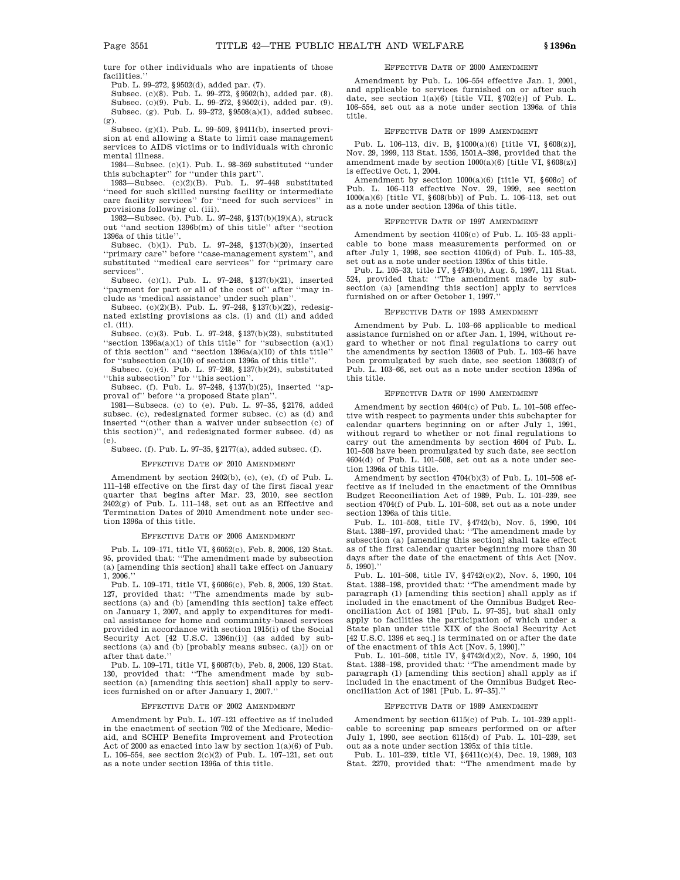ture for other individuals who are inpatients of those facilities.''

Pub. L. 99–272, §9502(d), added par. (7).

Subsec. (c)(8). Pub. L. 99–272, §9502(h), added par. (8).

Subsec. (c)(9). Pub. L. 99–272, §9502(i), added par. (9).

Subsec. (g). Pub. L. 99–272, §9508(a)(1), added subsec. (g).

Subsec. (g)(1). Pub. L. 99–509, §9411(b), inserted provision at end allowing a State to limit case management services to AIDS victims or to individuals with chronic mental illness.

1984—Subsec. (c)(1). Pub. L. 98–369 substituted ''under this subchapter'' for ''under this part''.

1983—Subsec. (c)(2)(B). Pub. L. 97–448 substituted ''need for such skilled nursing facility or intermediate care facility services'' for ''need for such services'' in provisions following cl. (iii).

1982—Subsec. (b). Pub. L. 97–248, §137(b)(19)(A), struck out ''and section 1396b(m) of this title'' after ''section 1396a of this title''.

Subsec. (b)(1). Pub. L. 97–248, §137(b)(20), inserted ''primary care'' before ''case-management system'', and substituted ''medical care services'' for ''primary care services''.

Subsec. (c)(1). Pub. L. 97–248, §137(b)(21), inserted ''payment for part or all of the cost of'' after ''may include as 'medical assistance' under such plan''.

Subsec. (c)(2)(B). Pub. L. 97–248, §137(b)(22), redesignated existing provisions as cls. (i) and (ii) and added cl. (iii).

Subsec. (c)(3). Pub. L. 97–248, §137(b)(23), substituted ''section 1396a(a)(1) of this title'' for ''subsection (a)(1) of this section'' and ''section 1396a(a)(10) of this title'' for ''subsection (a)(10) of section 1396a of this title''.

Subsec. (c)(4). Pub. L. 97–248, §137(b)(24), substituted ''this subsection'' for ''this section''.

Subsec. (f). Pub. L. 97–248, §137(b)(25), inserted ''approval of'' before ''a proposed State plan''.

1981—Subsecs. (c) to (e). Pub. L. 97–35, §2176, added subsec. (c), redesignated former subsec. (c) as (d) and inserted ''(other than a waiver under subsection (c) of this section)'', and redesignated former subsec. (d) as (e).

Subsec. (f). Pub. L. 97–35, §2177(a), added subsec. (f).

## Effective Date of 2010 Amendment

Amendment by section 2402(b), (c), (e), (f) of Pub. L. 111–148 effective on the first day of the first fiscal year quarter that begins after Mar. 23, 2010, see section 2402(g) of Pub. L. 111–148, set out as an Effective and Termination Dates of 2010 Amendment note under section 1396a of this title.

## Effective Date of 2006 Amendment

Pub. L. 109–171, title VI, §6052(c), Feb. 8, 2006, 120 Stat. 95, provided that: ''The amendment made by subsection (a) [amending this section] shall take effect on January 1, 2006.''

Pub. L. 109–171, title VI, §6086(c), Feb. 8, 2006, 120 Stat. 127, provided that: ''The amendments made by subsections (a) and (b) [amending this section] take effect on January 1, 2007, and apply to expenditures for medical assistance for home and community-based services provided in accordance with section 1915(i) of the Social Security Act [42 U.S.C. 1396n(i)] (as added by subsections (a) and (b) [probably means subsec. (a)]) on or after that date.''

Pub. L. 109–171, title VI, §6087(b), Feb. 8, 2006, 120 Stat. 130, provided that: ''The amendment made by subsection (a) [amending this section] shall apply to services furnished on or after January 1, 2007.''

## Effective Date of 2002 Amendment

Amendment by Pub. L. 107–121 effective as if included in the enactment of section 702 of the Medicare, Medicaid, and SCHIP Benefits Improvement and Protection Act of 2000 as enacted into law by section 1(a)(6) of Pub. L. 106–554, see section 2(c)(2) of Pub. L. 107–121, set out as a note under section 1396a of this title.

## Effective Date of 2000 Amendment

Amendment by Pub. L. 106–554 effective Jan. 1, 2001, and applicable to services furnished on or after such date, see section 1(a)(6) [title VII, §702(e)] of Pub. L. 106–554, set out as a note under section 1396a of this title.

## Effective Date of 1999 Amendment

Pub. L. 106–113, div. B, §1000(a)(6) [title VI, §608(z)], Nov. 29, 1999, 113 Stat. 1536, 1501A–398, provided that the amendment made by section 1000(a)(6) [title VI, §608(z)] is effective Oct. 1, 2004.

Amendment by section 1000(a)(6) [title VI, §608*o*] of Pub. L. 106–113 effective Nov. 29, 1999, see section 1000(a)(6) [title VI, §608(bb)] of Pub. L. 106–113, set out as a note under section 1396a of this title.

## Effective Date of 1997 Amendment

Amendment by section 4106(c) of Pub. L. 105–33 applicable to bone mass measurements performed on or after July 1, 1998, see section 4106(d) of Pub. L. 105–33, set out as a note under section 1395x of this title.

Pub. L. 105–33, title IV, §4743(b), Aug. 5, 1997, 111 Stat. 524, provided that: ''The amendment made by subsection (a) [amending this section] apply to services furnished on or after October 1, 1997.''

## Effective Date of 1993 Amendment

Amendment by Pub. L. 103–66 applicable to medical assistance furnished on or after Jan. 1, 1994, without regard to whether or not final regulations to carry out the amendments by section 13603 of Pub. L. 103–66 have been promulgated by such date, see section 13603(f) of Pub. L. 103–66, set out as a note under section 1396a of this title.

## Effective Date of 1990 Amendment

Amendment by section 4604(c) of Pub. L. 101–508 effective with respect to payments under this subchapter for calendar quarters beginning on or after July 1, 1991, without regard to whether or not final regulations to carry out the amendments by section 4604 of Pub. L. 101–508 have been promulgated by such date, see section 4604(d) of Pub. L. 101–508, set out as a note under section 1396a of this title.

Amendment by section 4704(b)(3) of Pub. L. 101–508 effective as if included in the enactment of the Omnibus Budget Reconciliation Act of 1989, Pub. L. 101–239, see section 4704(f) of Pub. L. 101–508, set out as a note under section 1396a of this title.

Pub. L. 101–508, title IV, §4742(b), Nov. 5, 1990, 104 Stat. 1388–197, provided that: ''The amendment made by subsection (a) [amending this section] shall take effect as of the first calendar quarter beginning more than 30 days after the date of the enactment of this Act [Nov. 5, 1990].''

Pub. L. 101–508, title IV, §4742(c)(2), Nov. 5, 1990, 104 Stat. 1388–198, provided that: ''The amendment made by paragraph (1) [amending this section] shall apply as if included in the enactment of the Omnibus Budget Reconciliation Act of 1981 [Pub. L. 97–35], but shall only apply to facilities the participation of which under a State plan under title XIX of the Social Security Act [42 U.S.C. 1396 et seq.] is terminated on or after the date of the enactment of this Act [Nov. 5, 1990].''

Pub. L. 101–508, title IV, §4742(d)(2), Nov. 5, 1990, 104 Stat. 1388–198, provided that: ''The amendment made by paragraph (1) [amending this section] shall apply as if included in the enactment of the Omnibus Budget Reconciliation Act of 1981 [Pub. L. 97–35].''

## Effective Date of 1989 Amendment

Amendment by section 6115(c) of Pub. L. 101–239 applicable to screening pap smears performed on or after July 1, 1990, see section 6115(d) of Pub. L. 101–239, set out as a note under section 1395x of this title.

Pub. L. 101–239, title VI, §6411(c)(4), Dec. 19, 1989, 103 Stat. 2270, provided that: ''The amendment made by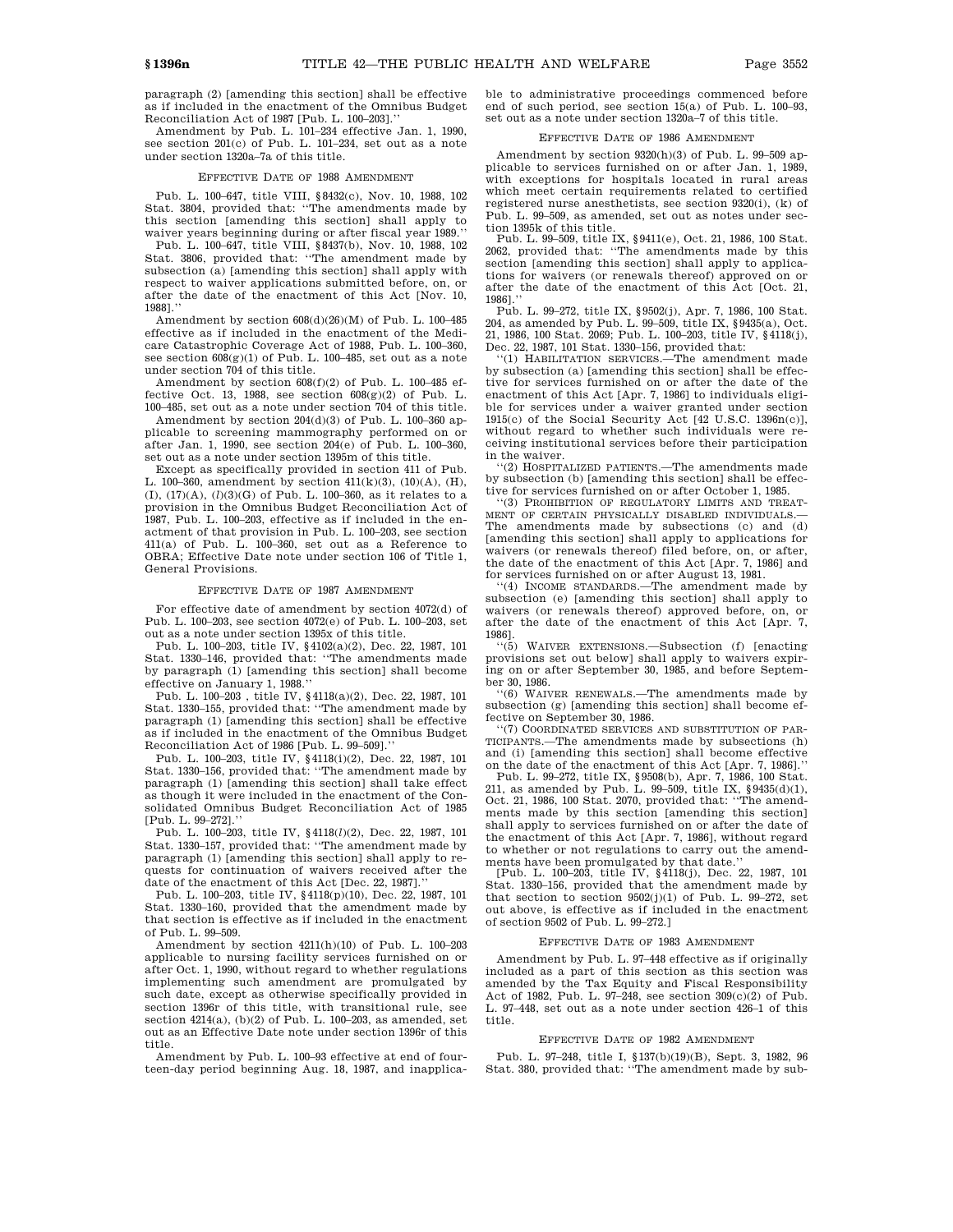paragraph (2) [amending this section] shall be effective as if included in the enactment of the Omnibus Budget Reconciliation Act of 1987 [Pub. L. 100–203].''

Amendment by Pub. L. 101–234 effective Jan. 1, 1990, see section 201(c) of Pub. L. 101–234, set out as a note under section 1320a–7a of this title.

### EFFECTIVE DATE OF 1988 AMENDMENT

Pub. L. 100–647, title VIII, §8432(c), Nov. 10, 1988, 102 Stat. 3804, provided that: ''The amendments made by this section [amending this section] shall apply to waiver years beginning during or after fiscal year 1989.''

Pub. L. 100–647, title VIII, §8437(b), Nov. 10, 1988, 102 Stat. 3806, provided that: ''The amendment made by subsection (a) [amending this section] shall apply with respect to waiver applications submitted before, on, or after the date of the enactment of this Act [Nov. 10, 1988].''

Amendment by section 608(d)(26)(M) of Pub. L. 100–485 effective as if included in the enactment of the Medicare Catastrophic Coverage Act of 1988, Pub. L. 100–360, see section 608(g)(1) of Pub. L. 100–485, set out as a note under section 704 of this title.

Amendment by section 608(f)(2) of Pub. L. 100–485 effective Oct. 13, 1988, see section 608(g)(2) of Pub. L. 100–485, set out as a note under section 704 of this title.

Amendment by section 204(d)(3) of Pub. L. 100–360 applicable to screening mammography performed on or after Jan. 1, 1990, see section 204(e) of Pub. L. 100–360, set out as a note under section 1395m of this title.

Except as specifically provided in section 411 of Pub. L. 100–360, amendment by section 411(k)(3), (10)(A), (H), (I), (17)(A), (*l*)(3)(G) of Pub. L. 100–360, as it relates to a provision in the Omnibus Budget Reconciliation Act of 1987, Pub. L. 100–203, effective as if included in the enactment of that provision in Pub. L. 100–203, see section 411(a) of Pub. L. 100–360, set out as a Reference to OBRA; Effective Date note under section 106 of Title 1, General Provisions.

### EFFECTIVE DATE OF 1987 AMENDMENT

For effective date of amendment by section 4072(d) of Pub. L. 100–203, see section 4072(e) of Pub. L. 100–203, set out as a note under section 1395x of this title.

Pub. L. 100–203, title IV, §4102(a)(2), Dec. 22, 1987, 101 Stat. 1330–146, provided that: ''The amendments made by paragraph (1) [amending this section] shall become effective on January 1, 1988.''

Pub. L. 100–203 , title IV, §4118(a)(2), Dec. 22, 1987, 101 Stat. 1330–155, provided that: ''The amendment made by paragraph (1) [amending this section] shall be effective as if included in the enactment of the Omnibus Budget Reconciliation Act of 1986 [Pub. L. 99–509].''

Pub. L. 100–203, title IV, §4118(i)(2), Dec. 22, 1987, 101 Stat. 1330–156, provided that: ''The amendment made by paragraph (1) [amending this section] shall take effect as though it were included in the enactment of the Consolidated Omnibus Budget Reconciliation Act of 1985 [Pub. L. 99–272].''

Pub. L. 100–203, title IV, §4118(*l*)(2), Dec. 22, 1987, 101 Stat. 1330–157, provided that: ''The amendment made by paragraph (1) [amending this section] shall apply to requests for continuation of waivers received after the date of the enactment of this Act [Dec. 22, 1987].''

Pub. L. 100–203, title IV, §4118(p)(10), Dec. 22, 1987, 101 Stat. 1330–160, provided that the amendment made by that section is effective as if included in the enactment of Pub. L. 99–509.

Amendment by section 4211(h)(10) of Pub. L. 100–203 applicable to nursing facility services furnished on or after Oct. 1, 1990, without regard to whether regulations implementing such amendment are promulgated by such date, except as otherwise specifically provided in section 1396r of this title, with transitional rule, see section 4214(a), (b)(2) of Pub. L. 100–203, as amended, set out as an Effective Date note under section 1396r of this title.

Amendment by Pub. L. 100–93 effective at end of fourteen-day period beginning Aug. 18, 1987, and inapplicable to administrative proceedings commenced before end of such period, see section 15(a) of Pub. L. 100–93, set out as a note under section 1320a–7 of this title.

### EFFECTIVE DATE OF 1986 AMENDMENT

Amendment by section 9320(h)(3) of Pub. L. 99–509 applicable to services furnished on or after Jan. 1, 1989, with exceptions for hospitals located in rural areas which meet certain requirements related to certified registered nurse anesthetists, see section 9320(i), (k) of Pub. L. 99–509, as amended, set out as notes under section 1395k of this title.

Pub. L. 99–509, title IX, §9411(e), Oct. 21, 1986, 100 Stat. 2062, provided that: ''The amendments made by this section [amending this section] shall apply to applications for waivers (or renewals thereof) approved on or after the date of the enactment of this Act [Oct. 21, 1986].''

Pub. L. 99–272, title IX, §9502(j), Apr. 7, 1986, 100 Stat. 204, as amended by Pub. L. 99–509, title IX, §9435(a), Oct. 21, 1986, 100 Stat. 2069; Pub. L. 100–203, title IV, §4118(j), Dec. 22, 1987, 101 Stat. 1330–156, provided that:

''(1) HABILITATION SERVICES.—The amendment made by subsection (a) [amending this section] shall be effective for services furnished on or after the date of the enactment of this Act [Apr. 7, 1986] to individuals eligible for services under a waiver granted under section 1915(c) of the Social Security Act [42 U.S.C. 1396n(c)], without regard to whether such individuals were receiving institutional services before their participation in the waiver.

''(2) HOSPITALIZED PATIENTS.—The amendments made by subsection (b) [amending this section] shall be effective for services furnished on or after October 1, 1985.

''(3) PROHIBITION OF REGULATORY LIMITS AND TREATMENT OF CERTAIN PHYSICALLY DISABLED INDIVIDUALS.—The amendments made by subsections (c) and (d) [amending this section] shall apply to applications for waivers (or renewals thereof) filed before, on, or after, the date of the enactment of this Act [Apr. 7, 1986] and for services furnished on or after August 13, 1981.

''(4) INCOME STANDARDS.—The amendment made by subsection (e) [amending this section] shall apply to waivers (or renewals thereof) approved before, on, or after the date of the enactment of this Act [Apr. 7, 1986].

''(5) WAIVER EXTENSIONS.—Subsection (f) [enacting provisions set out below] shall apply to waivers expiring on or after September 30, 1985, and before September 30, 1986.

''(6) WAIVER RENEWALS.—The amendments made by subsection (g) [amending this section] shall become effective on September 30, 1986.

''(7) COORDINATED SERVICES AND SUBSTITUTION OF PARTICIPANTS.—The amendments made by subsections (h) and (i) [amending this section] shall become effective on the date of the enactment of this Act [Apr. 7, 1986].''

Pub. L. 99–272, title IX, §9508(b), Apr. 7, 1986, 100 Stat. 211, as amended by Pub. L. 99–509, title IX, §9435(d)(1), Oct. 21, 1986, 100 Stat. 2070, provided that: ''The amendments made by this section [amending this section] shall apply to services furnished on or after the date of the enactment of this Act [Apr. 7, 1986], without regard to whether or not regulations to carry out the amendments have been promulgated by that date.''

[Pub. L. 100–203, title IV, §4118(j), Dec. 22, 1987, 101 Stat. 1330–156, provided that the amendment made by that section to section 9502(j)(1) of Pub. L. 99–272, set out above, is effective as if included in the enactment of section 9502 of Pub. L. 99–272.]

### EFFECTIVE DATE OF 1983 AMENDMENT

Amendment by Pub. L. 97–448 effective as if originally included as a part of this section as this section was amended by the Tax Equity and Fiscal Responsibility Act of 1982, Pub. L. 97–248, see section 309(c)(2) of Pub. L. 97–448, set out as a note under section 426–1 of this title.

### EFFECTIVE DATE OF 1982 AMENDMENT

Pub. L. 97–248, title I, §137(b)(19)(B), Sept. 3, 1982, 96 Stat. 380, provided that: ''The amendment made by sub-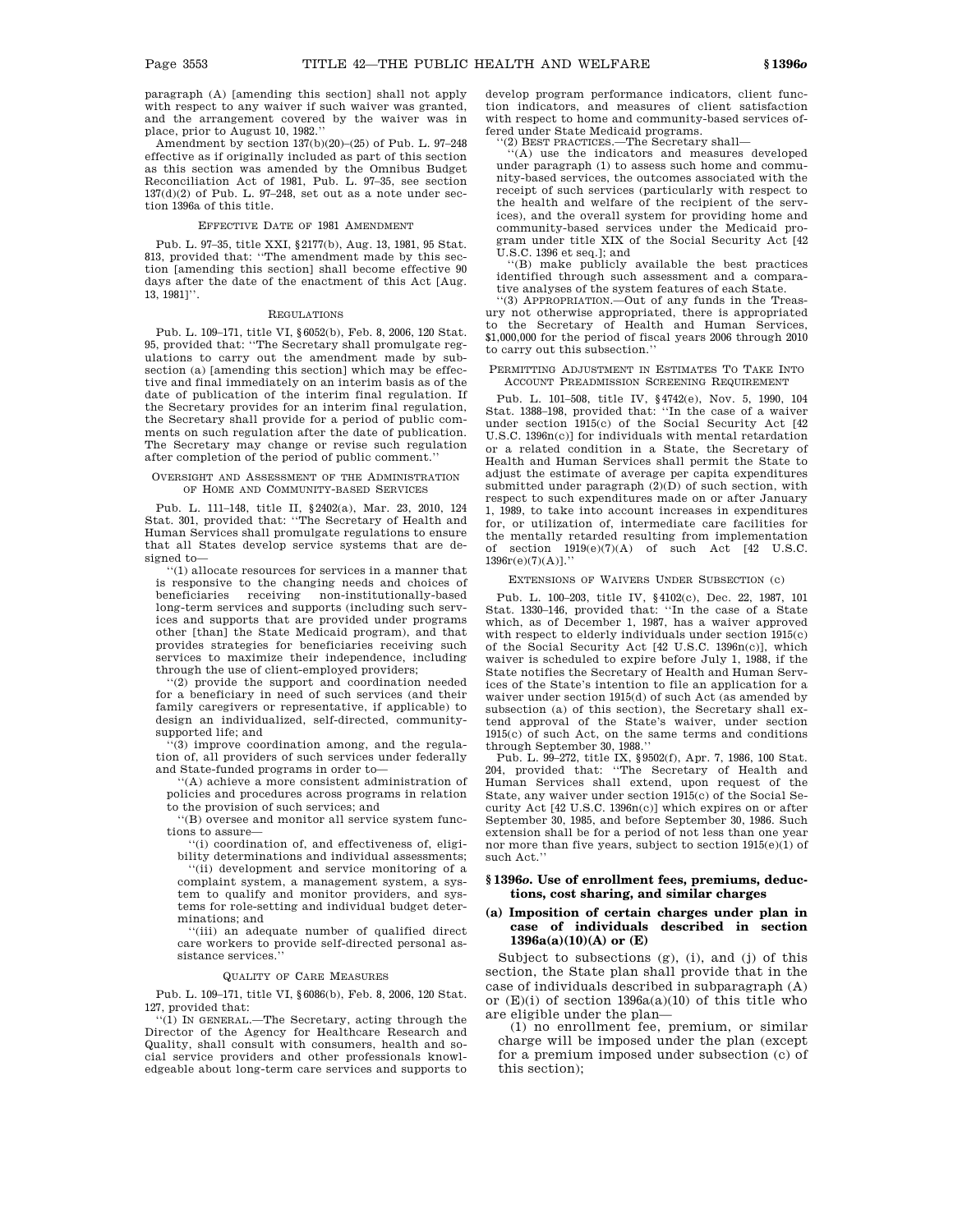paragraph (A) [amending this section] shall not apply with respect to any waiver if such waiver was granted, and the arrangement covered by the waiver was in place, prior to August 10, 1982.''

Amendment by section 137(b)(20)–(25) of Pub. L. 97–248 effective as if originally included as part of this section as this section was amended by the Omnibus Budget Reconciliation Act of 1981, Pub. L. 97–35, see section 137(d)(2) of Pub. L. 97–248, set out as a note under section 1396a of this title.

EFFECTIVE DATE OF 1981 AMENDMENT

Pub. L. 97–35, title XXI, §2177(b), Aug. 13, 1981, 95 Stat. 813, provided that: ''The amendment made by this section [amending this section] shall become effective 90 days after the date of the enactment of this Act [Aug. 13, 1981]''.

REGULATIONS

Pub. L. 109–171, title VI, §6052(b), Feb. 8, 2006, 120 Stat. 95, provided that: ''The Secretary shall promulgate regulations to carry out the amendment made by subsection (a) [amending this section] which may be effective and final immediately on an interim basis as of the date of publication of the interim final regulation. If the Secretary provides for an interim final regulation, the Secretary shall provide for a period of public comments on such regulation after the date of publication. The Secretary may change or revise such regulation after completion of the period of public comment.''

OVERSIGHT AND ASSESSMENT OF THE ADMINISTRATION OF HOME AND COMMUNITY-BASED SERVICES

Pub. L. 111–148, title II, §2402(a), Mar. 23, 2010, 124 Stat. 301, provided that: ''The Secretary of Health and Human Services shall promulgate regulations to ensure that all States develop service systems that are designed to—

''(1) allocate resources for services in a manner that is responsive to the changing needs and choices of beneficiaries receiving non-institutionally-based long-term services and supports (including such services and supports that are provided under programs other [than] the State Medicaid program), and that provides strategies for beneficiaries receiving such services to maximize their independence, including through the use of client-employed providers;

''(2) provide the support and coordination needed for a beneficiary in need of such services (and their family caregivers or representative, if applicable) to design an individualized, self-directed, community-supported life; and

''(3) improve coordination among, and the regulation of, all providers of such services under federally and State-funded programs in order to—

''(A) achieve a more consistent administration of policies and procedures across programs in relation to the provision of such services; and

''(B) oversee and monitor all service system functions to assure—

''(i) coordination of, and effectiveness of, eligibility determinations and individual assessments;

''(ii) development and service monitoring of a complaint system, a management system, a system to qualify and monitor providers, and systems for role-setting and individual budget determinations; and

''(iii) an adequate number of qualified direct care workers to provide self-directed personal assistance services.''

QUALITY OF CARE MEASURES

Pub. L. 109–171, title VI, §6086(b), Feb. 8, 2006, 120 Stat. 127, provided that:

''(1) IN GENERAL.—The Secretary, acting through the Director of the Agency for Healthcare Research and Quality, shall consult with consumers, health and social service providers and other professionals knowledgeable about long-term care services and supports to develop program performance indicators, client function indicators, and measures of client satisfaction with respect to home and community-based services offered under State Medicaid programs.

''(2) BEST PRACTICES.—The Secretary shall—

''(A) use the indicators and measures developed under paragraph (1) to assess such home and community-based services, the outcomes associated with the receipt of such services (particularly with respect to the health and welfare of the recipient of the services), and the overall system for providing home and community-based services under the Medicaid program under title XIX of the Social Security Act [42 U.S.C. 1396 et seq.]; and

''(B) make publicly available the best practices identified through such assessment and a comparative analyses of the system features of each State.

''(3) APPROPRIATION.—Out of any funds in the Treasury not otherwise appropriated, there is appropriated to the Secretary of Health and Human Services, $1,000,000 for the period of fiscal years 2006 through 2010 to carry out this subsection.''

PERMITTING ADJUSTMENT IN ESTIMATES TO TAKE INTO ACCOUNT PREADMISSION SCREENING REQUIREMENT

Pub. L. 101–508, title IV, §4742(e), Nov. 5, 1990, 104 Stat. 1388–198, provided that: ''In the case of a waiver under section 1915(c) of the Social Security Act [42 U.S.C. 1396n(c)] for individuals with mental retardation or a related condition in a State, the Secretary of Health and Human Services shall permit the State to adjust the estimate of average per capita expenditures submitted under paragraph (2)(D) of such section, with respect to such expenditures made on or after January 1, 1989, to take into account increases in expenditures for, or utilization of, intermediate care facilities for the mentally retarded resulting from implementation of section 1919(e)(7)(A) of such Act [42 U.S.C. 1396r(e)(7)(A)].''

EXTENSIONS OF WAIVERS UNDER SUBSECTION (c)

Pub. L. 100–203, title IV, §4102(c), Dec. 22, 1987, 101 Stat. 1330–146, provided that: ''In the case of a State which, as of December 1, 1987, has a waiver approved with respect to elderly individuals under section 1915(c) of the Social Security Act [42 U.S.C. 1396n(c)], which waiver is scheduled to expire before July 1, 1988, if the State notifies the Secretary of Health and Human Services of the State's intention to file an application for a waiver under section 1915(d) of such Act (as amended by subsection (a) of this section), the Secretary shall extend approval of the State's waiver, under section 1915(c) of such Act, on the same terms and conditions through September 30, 1988.''

Pub. L. 99–272, title IX, §9502(f), Apr. 7, 1986, 100 Stat. 204, provided that: ''The Secretary of Health and Human Services shall extend, upon request of the State, any waiver under section 1915(c) of the Social Security Act [42 U.S.C. 1396n(c)] which expires on or after September 30, 1985, and before September 30, 1986. Such extension shall be for a period of not less than one year nor more than five years, subject to section 1915(e)(1) of such Act.''

## §1396*o*. Use of enrollment fees, premiums, deductions, cost sharing, and similar charges

### (a) Imposition of certain charges under plan in case of individuals described in section 1396a(a)(10)(A) or (E)

Subject to subsections (g), (i), and (j) of this section, the State plan shall provide that in the case of individuals described in subparagraph (A) or (E)(i) of section 1396a(a)(10) of this title who are eligible under the plan—

(1) no enrollment fee, premium, or similar charge will be imposed under the plan (except for a premium imposed under subsection (c) of this section);